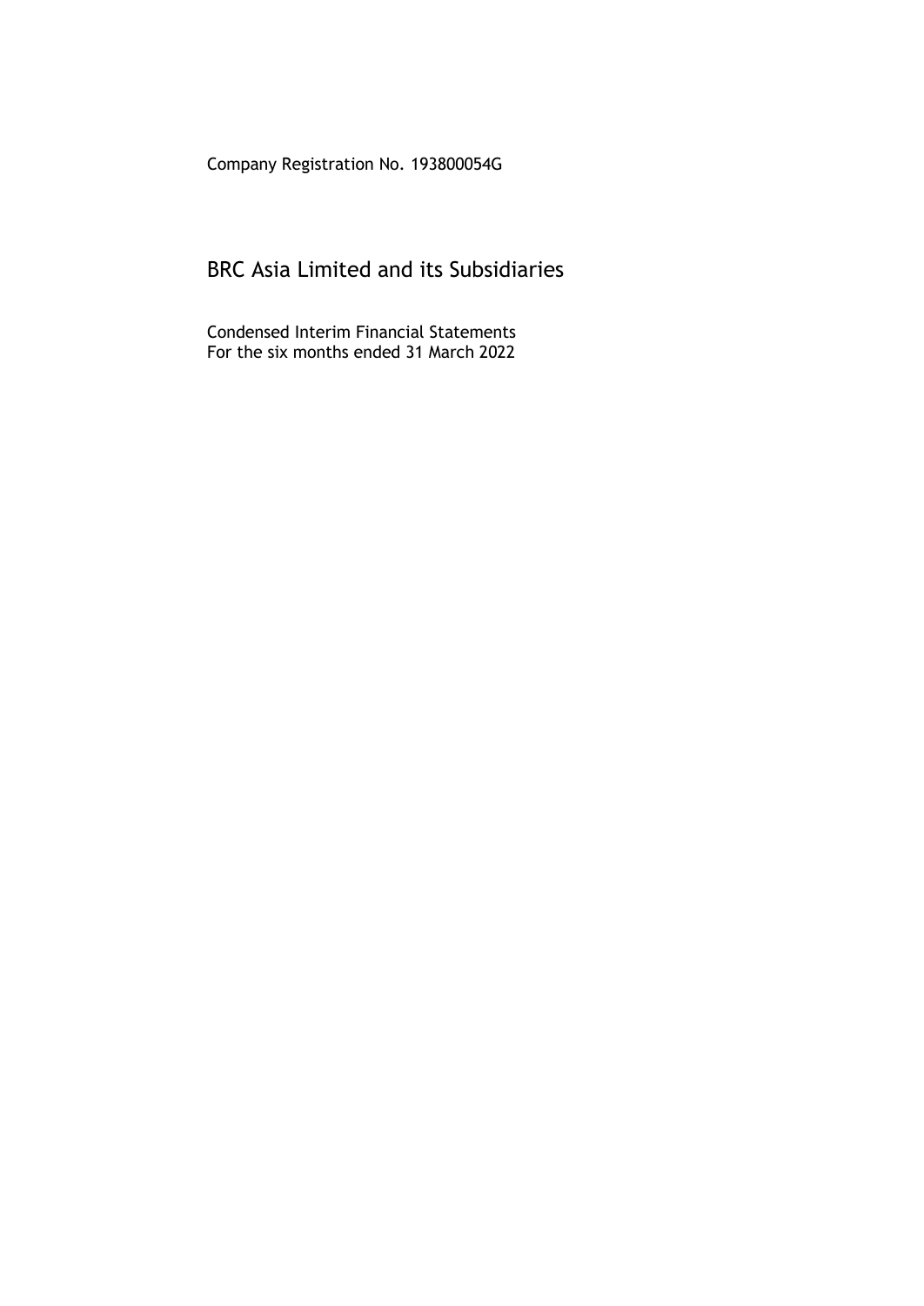Company Registration No. 193800054G

# BRC Asia Limited and its Subsidiaries

Condensed Interim Financial Statements
For the six months ended 31 March 2022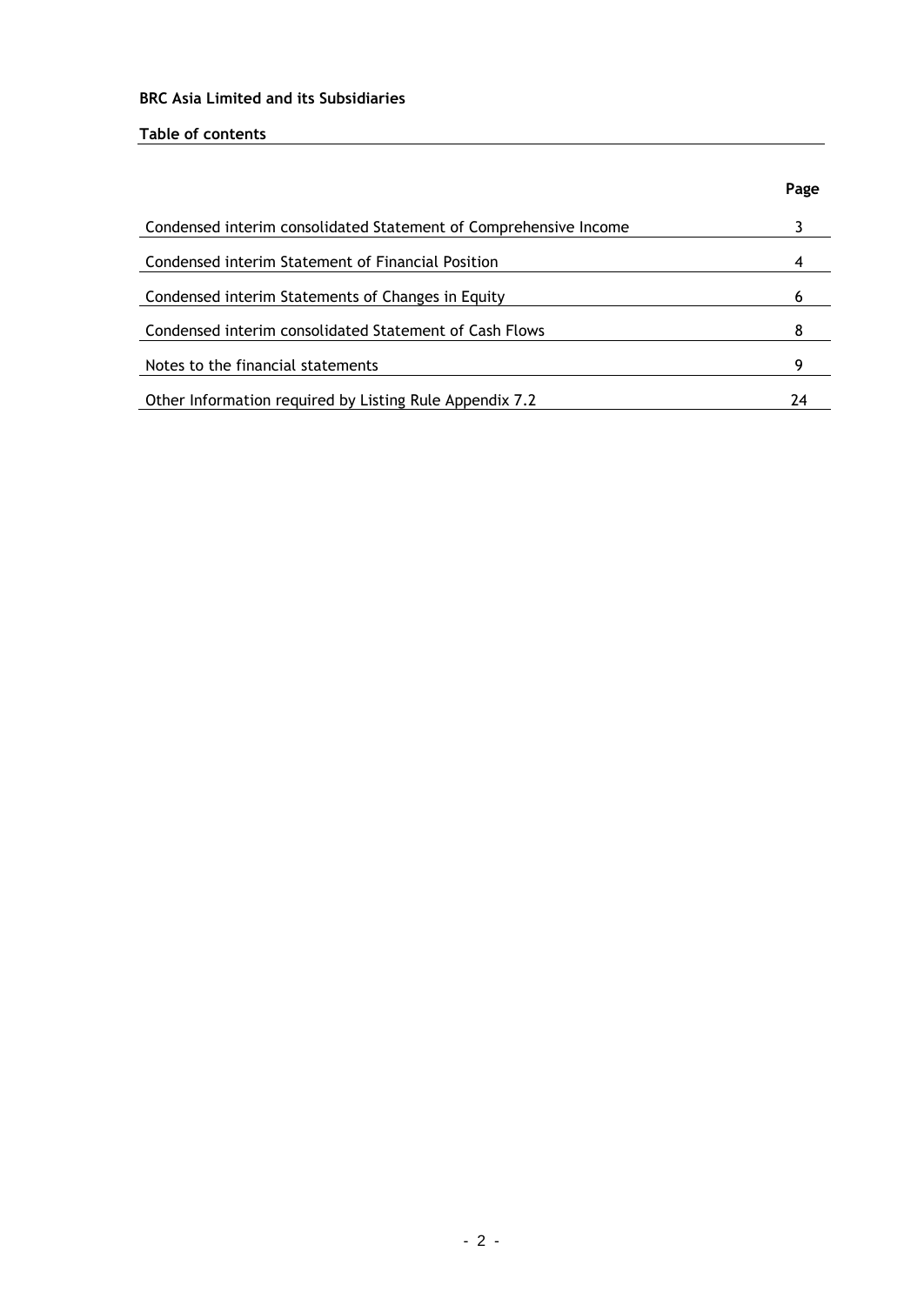**BRC Asia Limited and its Subsidiaries**

**Table of contents**

| | Page |
|---|---|
| Condensed interim consolidated Statement of Comprehensive Income | 3 |
| Condensed interim Statement of Financial Position | 4 |
| Condensed interim Statements of Changes in Equity | 6 |
| Condensed interim consolidated Statement of Cash Flows | 8 |
| Notes to the financial statements | 9 |
| Other Information required by Listing Rule Appendix 7.2 | 24 |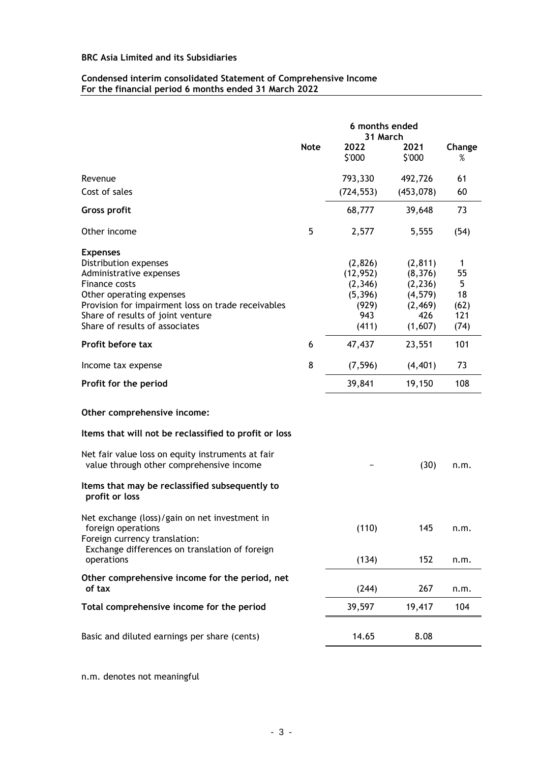**BRC Asia Limited and its Subsidiaries**

**Condensed interim consolidated Statement of Comprehensive Income**
**For the financial period 6 months ended 31 March 2022**

| | Note | 6 months ended 31 March | | |
|---|---|---|---|---|
| | | 2022 | 2021 | Change |
| | | $'000 | $'000 | % |
| Revenue | | 793,330 | 492,726 | 61 |
| Cost of sales | | (724,553) | (453,078) | 60 |
| **Gross profit** | | 68,777 | 39,648 | 73 |
| Other income | 5 | 2,577 | 5,555 | (54) |
| **Expenses** | | | | |
| Distribution expenses | | (2,826) | (2,811) | 1 |
| Administrative expenses | | (12,952) | (8,376) | 55 |
| Finance costs | | (2,346) | (2,236) | 5 |
| Other operating expenses | | (5,396) | (4,579) | 18 |
| Provision for impairment loss on trade receivables | | (929) | (2,469) | (62) |
| Share of results of joint venture | | 943 | 426 | 121 |
| Share of results of associates | | (411) | (1,607) | (74) |
| **Profit before tax** | 6 | 47,437 | 23,551 | 101 |
| Income tax expense | 8 | (7,596) | (4,401) | 73 |
| **Profit for the period** | | 39,841 | 19,150 | 108 |
| **Other comprehensive income:** | | | | |
| **Items that will not be reclassified to profit or loss** | | | | |
| Net fair value loss on equity instruments at fair value through other comprehensive income | | – | (30) | n.m. |
| **Items that may be reclassified subsequently to profit or loss** | | | | |
| Net exchange (loss)/gain on net investment in foreign operations | | (110) | 145 | n.m. |
| Foreign currency translation: Exchange differences on translation of foreign operations | | (134) | 152 | n.m. |
| **Other comprehensive income for the period, net of tax** | | (244) | 267 | n.m. |
| **Total comprehensive income for the period** | | 39,597 | 19,417 | 104 |
| Basic and diluted earnings per share (cents) | | 14.65 | 8.08 | |

n.m. denotes not meaningful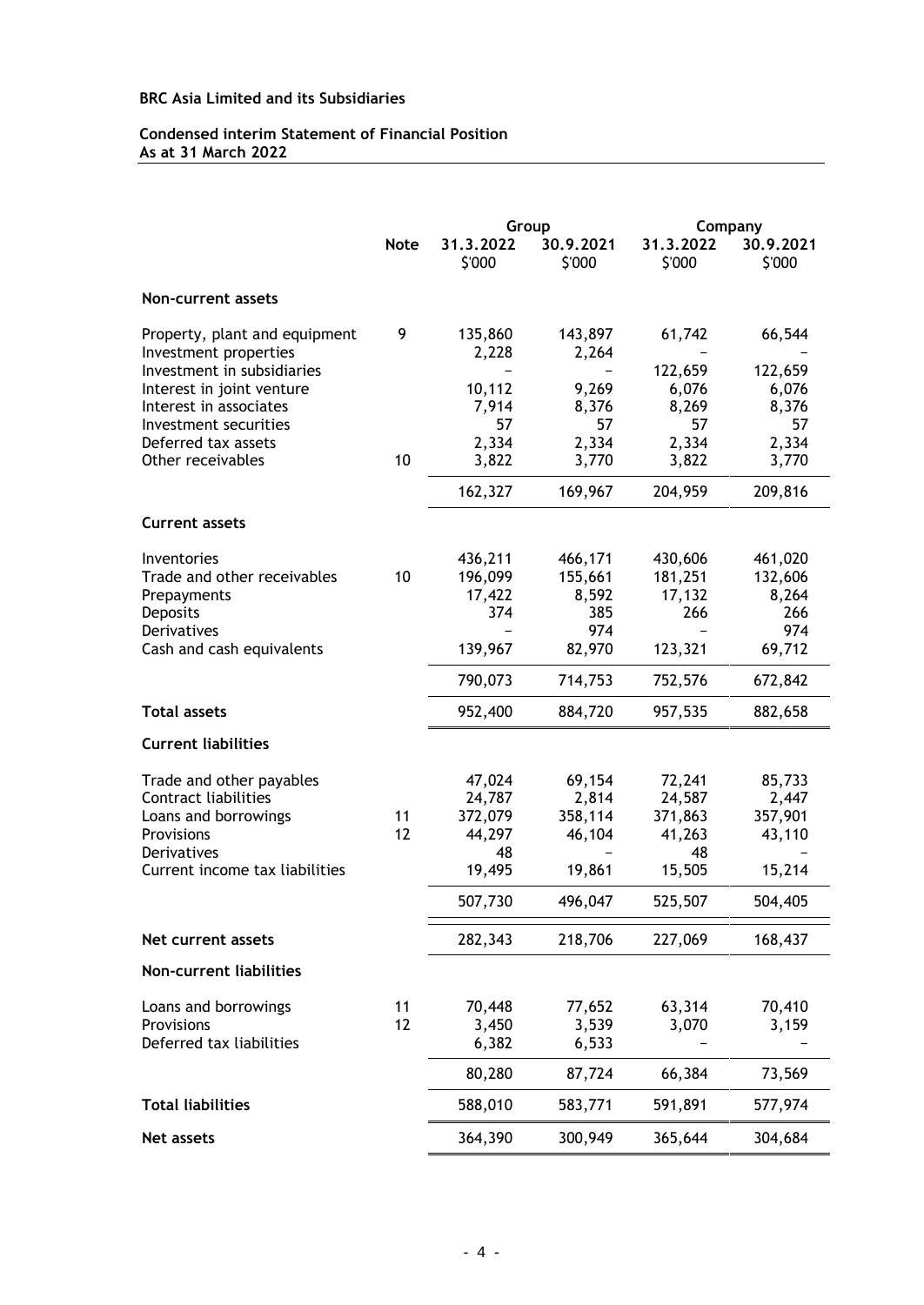**BRC Asia Limited and its Subsidiaries**

**Condensed interim Statement of Financial Position**
**As at 31 March 2022**

| | Note | Group | | Company | |
|---|---|---|---|---|---|
| | | 31.3.2022 | 30.9.2021 | 31.3.2022 | 30.9.2021 |
| | | $'000 | $'000 | $'000 | $'000 |
| **Non-current assets** | | | | | |
| Property, plant and equipment | 9 | 135,860 | 143,897 | 61,742 | 66,544 |
| Investment properties | | 2,228 | 2,264 | – | – |
| Investment in subsidiaries | | – | – | 122,659 | 122,659 |
| Interest in joint venture | | 10,112 | 9,269 | 6,076 | 6,076 |
| Interest in associates | | 7,914 | 8,376 | 8,269 | 8,376 |
| Investment securities | | 57 | 57 | 57 | 57 |
| Deferred tax assets | | 2,334 | 2,334 | 2,334 | 2,334 |
| Other receivables | 10 | 3,822 | 3,770 | 3,822 | 3,770 |
| | | 162,327 | 169,967 | 204,959 | 209,816 |
| **Current assets** | | | | | |
| Inventories | | 436,211 | 466,171 | 430,606 | 461,020 |
| Trade and other receivables | 10 | 196,099 | 155,661 | 181,251 | 132,606 |
| Prepayments | | 17,422 | 8,592 | 17,132 | 8,264 |
| Deposits | | 374 | 385 | 266 | 266 |
| Derivatives | | – | 974 | – | 974 |
| Cash and cash equivalents | | 139,967 | 82,970 | 123,321 | 69,712 |
| | | 790,073 | 714,753 | 752,576 | 672,842 |
| **Total assets** | | 952,400 | 884,720 | 957,535 | 882,658 |
| **Current liabilities** | | | | | |
| Trade and other payables | | 47,024 | 69,154 | 72,241 | 85,733 |
| Contract liabilities | | 24,787 | 2,814 | 24,587 | 2,447 |
| Loans and borrowings | 11 | 372,079 | 358,114 | 371,863 | 357,901 |
| Provisions | 12 | 44,297 | 46,104 | 41,263 | 43,110 |
| Derivatives | | 48 | – | 48 | – |
| Current income tax liabilities | | 19,495 | 19,861 | 15,505 | 15,214 |
| | | 507,730 | 496,047 | 525,507 | 504,405 |
| **Net current assets** | | 282,343 | 218,706 | 227,069 | 168,437 |
| **Non-current liabilities** | | | | | |
| Loans and borrowings | 11 | 70,448 | 77,652 | 63,314 | 70,410 |
| Provisions | 12 | 3,450 | 3,539 | 3,070 | 3,159 |
| Deferred tax liabilities | | 6,382 | 6,533 | – | – |
| | | 80,280 | 87,724 | 66,384 | 73,569 |
| **Total liabilities** | | 588,010 | 583,771 | 591,891 | 577,974 |
| **Net assets** | | 364,390 | 300,949 | 365,644 | 304,684 |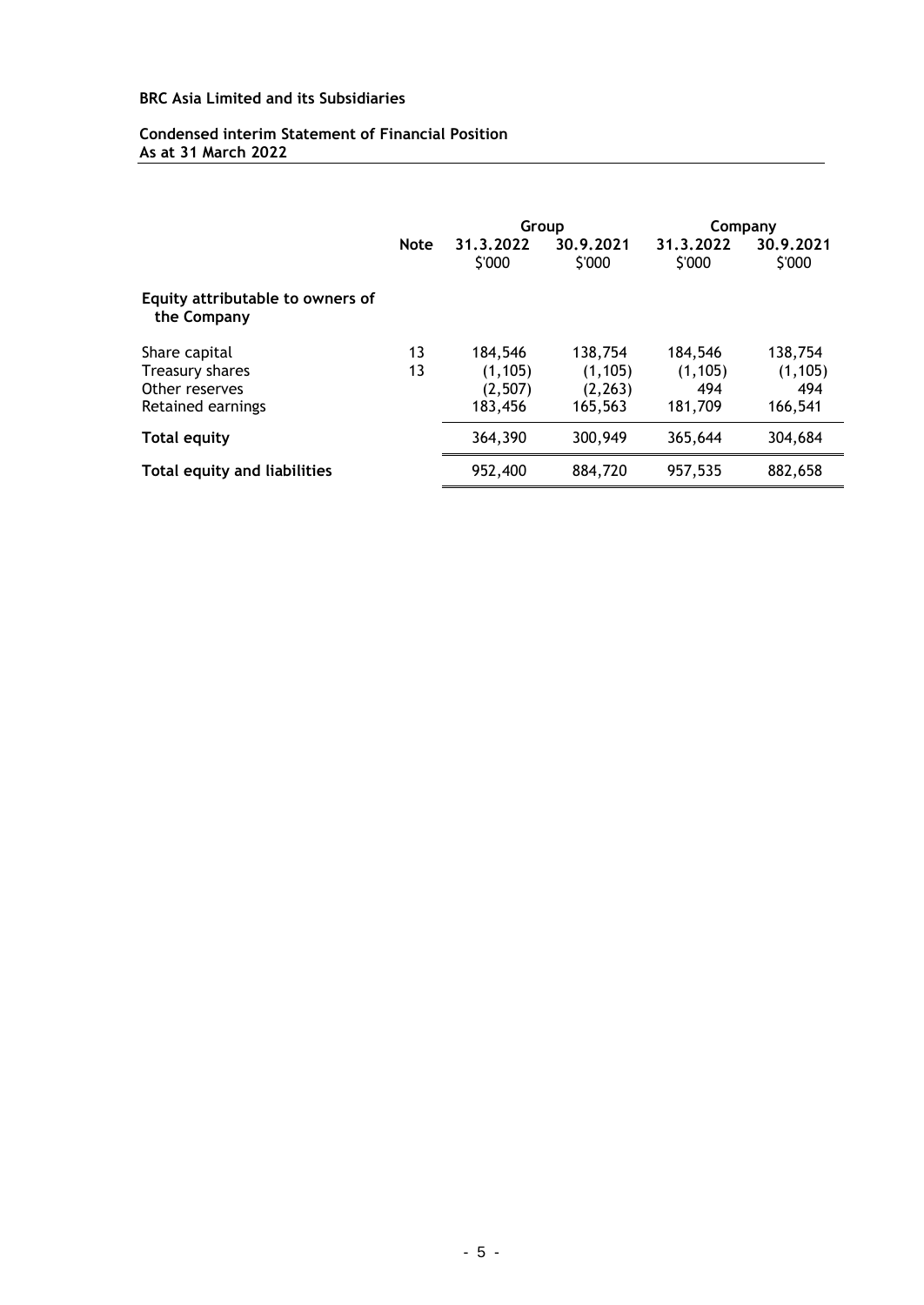**BRC Asia Limited and its Subsidiaries**

**Condensed interim Statement of Financial Position**
**As at 31 March 2022**

| | Note | Group | | Company | |
|---|---|---|---|---|---|
| | | 31.3.2022 $'000 | 30.9.2021 $'000 | 31.3.2022 $'000 | 30.9.2021 $'000 |
| **Equity attributable to owners of the Company** | | | | | |
| Share capital | 13 | 184,546 | 138,754 | 184,546 | 138,754 |
| Treasury shares | 13 | (1,105) | (1,105) | (1,105) | (1,105) |
| Other reserves | | (2,507) | (2,263) | 494 | 494 |
| Retained earnings | | 183,456 | 165,563 | 181,709 | 166,541 |
| **Total equity** | | 364,390 | 300,949 | 365,644 | 304,684 |
| **Total equity and liabilities** | | 952,400 | 884,720 | 957,535 | 882,658 |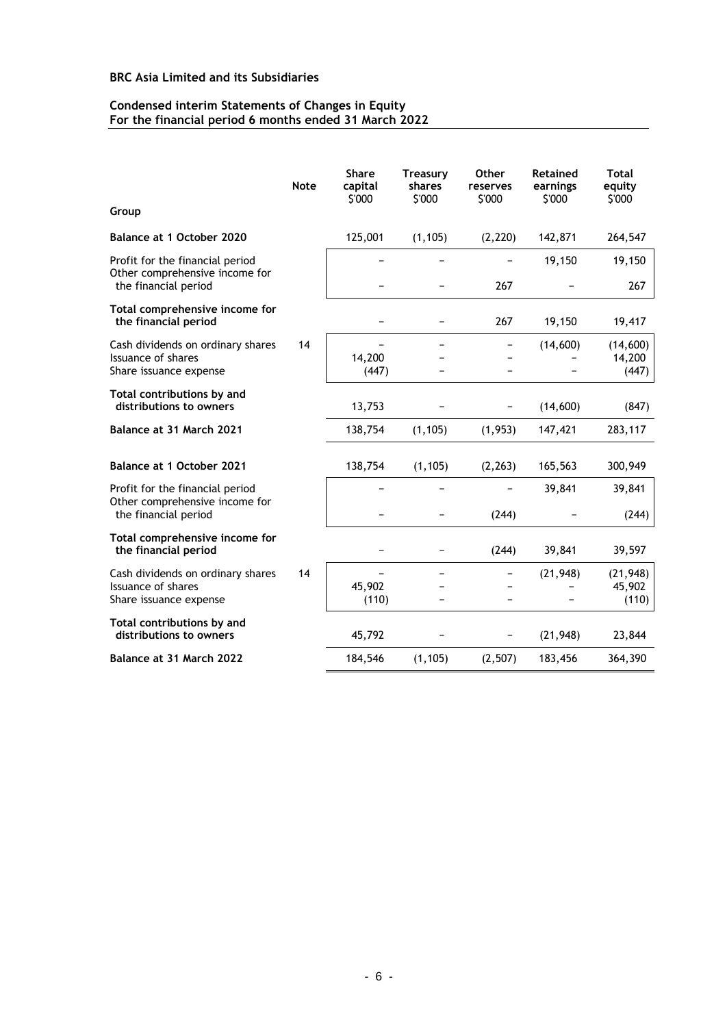**BRC Asia Limited and its Subsidiaries**

**Condensed interim Statements of Changes in Equity**
**For the financial period 6 months ended 31 March 2022**

| Group | Note | Share capital $'000 | Treasury shares $'000 | Other reserves $'000 | Retained earnings $'000 | Total equity $'000 |
|---|---|---|---|---|---|---|
| **Balance at 1 October 2020** | | 125,001 | (1,105) | (2,220) | 142,871 | 264,547 |
| Profit for the financial period | | – | – | – | 19,150 | 19,150 |
| Other comprehensive income for the financial period | | – | – | 267 | – | 267 |
| **Total comprehensive income for the financial period** | | – | – | 267 | 19,150 | 19,417 |
| Cash dividends on ordinary shares | 14 | – | – | – | (14,600) | (14,600) |
| Issuance of shares | | 14,200 | – | – | – | 14,200 |
| Share issuance expense | | (447) | – | – | – | (447) |
| **Total contributions by and distributions to owners** | | 13,753 | – | – | (14,600) | (847) |
| **Balance at 31 March 2021** | | 138,754 | (1,105) | (1,953) | 147,421 | 283,117 |
| | | | | | | |
| **Balance at 1 October 2021** | | 138,754 | (1,105) | (2,263) | 165,563 | 300,949 |
| Profit for the financial period | | – | – | – | 39,841 | 39,841 |
| Other comprehensive income for the financial period | | – | – | (244) | – | (244) |
| **Total comprehensive income for the financial period** | | – | – | (244) | 39,841 | 39,597 |
| Cash dividends on ordinary shares | 14 | – | – | – | (21,948) | (21,948) |
| Issuance of shares | | 45,902 | – | – | – | 45,902 |
| Share issuance expense | | (110) | – | – | – | (110) |
| **Total contributions by and distributions to owners** | | 45,792 | – | – | (21,948) | 23,844 |
| **Balance at 31 March 2022** | | 184,546 | (1,105) | (2,507) | 183,456 | 364,390 |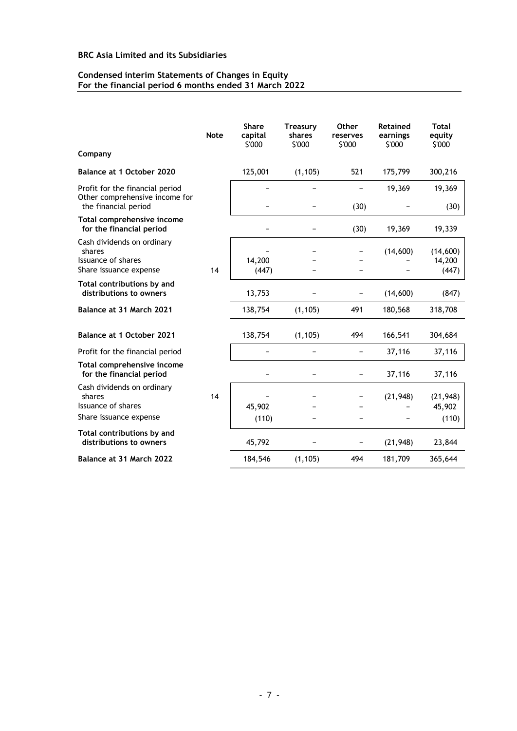**BRC Asia Limited and its Subsidiaries**

**Condensed interim Statements of Changes in Equity**
**For the financial period 6 months ended 31 March 2022**

| | Note | Share capital $'000 | Treasury shares $'000 | Other reserves $'000 | Retained earnings $'000 | Total equity $'000 |
|---|---|---|---|---|---|---|
| **Company** | | | | | | |
| **Balance at 1 October 2020** | | 125,001 | (1,105) | 521 | 175,799 | 300,216 |
| Profit for the financial period | | – | – | – | 19,369 | 19,369 |
| Other comprehensive income for the financial period | | – | – | (30) | – | (30) |
| **Total comprehensive income for the financial period** | | – | – | (30) | 19,369 | 19,339 |
| Cash dividends on ordinary shares | | – | – | – | (14,600) | (14,600) |
| Issuance of shares | | 14,200 | – | – | – | 14,200 |
| Share issuance expense | 14 | (447) | – | – | – | (447) |
| **Total contributions by and distributions to owners** | | 13,753 | – | – | (14,600) | (847) |
| **Balance at 31 March 2021** | | 138,754 | (1,105) | 491 | 180,568 | 318,708 |
| | | | | | | |
| **Balance at 1 October 2021** | | 138,754 | (1,105) | 494 | 166,541 | 304,684 |
| Profit for the financial period | | – | – | – | 37,116 | 37,116 |
| **Total comprehensive income for the financial period** | | – | – | – | 37,116 | 37,116 |
| Cash dividends on ordinary shares | 14 | – | – | – | (21,948) | (21,948) |
| Issuance of shares | | 45,902 | – | – | – | 45,902 |
| Share issuance expense | | (110) | – | – | – | (110) |
| **Total contributions by and distributions to owners** | | 45,792 | – | – | (21,948) | 23,844 |
| **Balance at 31 March 2022** | | 184,546 | (1,105) | 494 | 181,709 | 365,644 |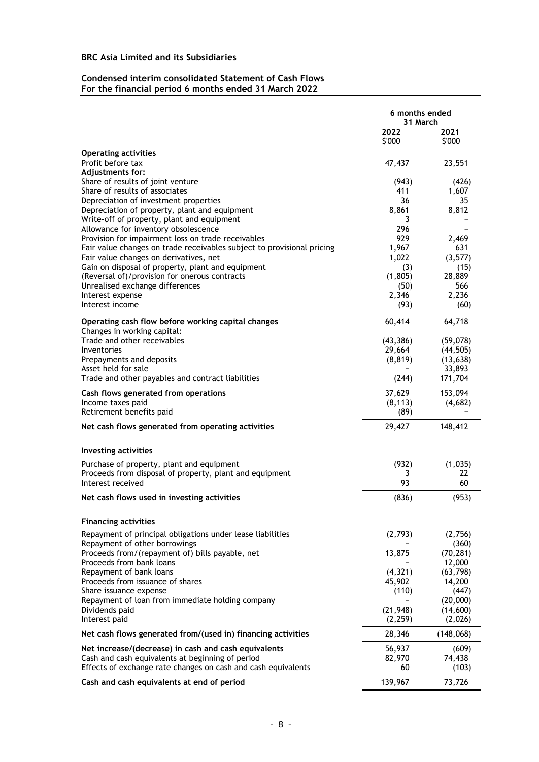**BRC Asia Limited and its Subsidiaries**

**Condensed interim consolidated Statement of Cash Flows**
**For the financial period 6 months ended 31 March 2022**

| | 6 months ended 31 March | |
|---|---|---|
| | **2022** | **2021** |
| | $'000 | $'000 |
| **Operating activities** | | |
| Profit before tax | 47,437 | 23,551 |
| **Adjustments for:** | | |
| Share of results of joint venture | (943) | (426) |
| Share of results of associates | 411 | 1,607 |
| Depreciation of investment properties | 36 | 35 |
| Depreciation of property, plant and equipment | 8,861 | 8,812 |
| Write-off of property, plant and equipment | 3 | – |
| Allowance for inventory obsolescence | 296 | – |
| Provision for impairment loss on trade receivables | 929 | 2,469 |
| Fair value changes on trade receivables subject to provisional pricing | 1,967 | 631 |
| Fair value changes on derivatives, net | 1,022 | (3,577) |
| Gain on disposal of property, plant and equipment | (3) | (15) |
| (Reversal of)/provision for onerous contracts | (1,805) | 28,889 |
| Unrealised exchange differences | (50) | 566 |
| Interest expense | 2,346 | 2,236 |
| Interest income | (93) | (60) |
| **Operating cash flow before working capital changes** | 60,414 | 64,718 |
| Changes in working capital: | | |
| Trade and other receivables | (43,386) | (59,078) |
| Inventories | 29,664 | (44,505) |
| Prepayments and deposits | (8,819) | (13,638) |
| Asset held for sale | – | 33,893 |
| Trade and other payables and contract liabilities | (244) | 171,704 |
| **Cash flows generated from operations** | 37,629 | 153,094 |
| Income taxes paid | (8,113) | (4,682) |
| Retirement benefits paid | (89) | – |
| **Net cash flows generated from operating activities** | 29,427 | 148,412 |
| **Investing activities** | | |
| Purchase of property, plant and equipment | (932) | (1,035) |
| Proceeds from disposal of property, plant and equipment | 3 | 22 |
| Interest received | 93 | 60 |
| **Net cash flows used in investing activities** | (836) | (953) |
| **Financing activities** | | |
| Repayment of principal obligations under lease liabilities | (2,793) | (2,756) |
| Repayment of other borrowings | – | (360) |
| Proceeds from/(repayment of) bills payable, net | 13,875 | (70,281) |
| Proceeds from bank loans | – | 12,000 |
| Repayment of bank loans | (4,321) | (63,798) |
| Proceeds from issuance of shares | 45,902 | 14,200 |
| Share issuance expense | (110) | (447) |
| Repayment of loan from immediate holding company | – | (20,000) |
| Dividends paid | (21,948) | (14,600) |
| Interest paid | (2,259) | (2,026) |
| **Net cash flows generated from/(used in) financing activities** | 28,346 | (148,068) |
| **Net increase/(decrease) in cash and cash equivalents** | 56,937 | (609) |
| Cash and cash equivalents at beginning of period | 82,970 | 74,438 |
| Effects of exchange rate changes on cash and cash equivalents | 60 | (103) |
| **Cash and cash equivalents at end of period** | 139,967 | 73,726 |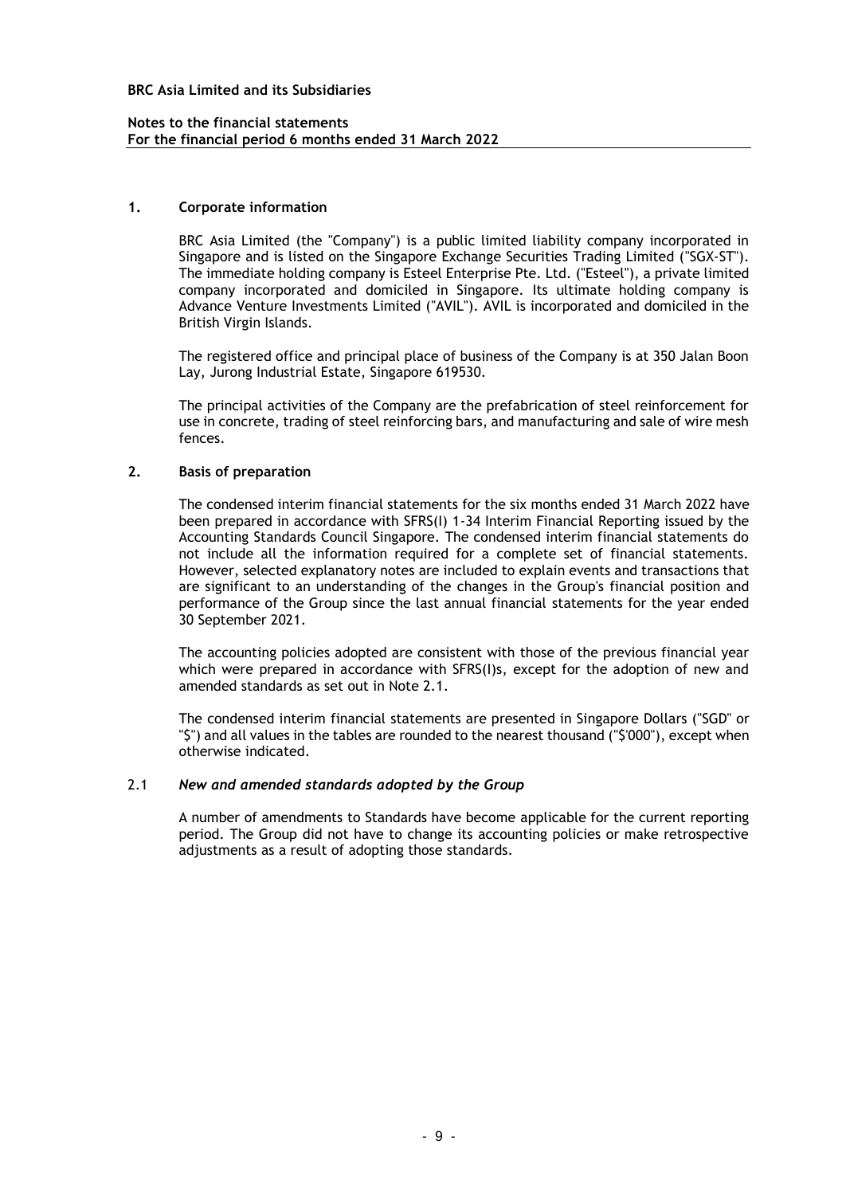**BRC Asia Limited and its Subsidiaries**

**Notes to the financial statements**
**For the financial period 6 months ended 31 March 2022**

## 1. Corporate information

BRC Asia Limited (the "Company") is a public limited liability company incorporated in Singapore and is listed on the Singapore Exchange Securities Trading Limited ("SGX-ST"). The immediate holding company is Esteel Enterprise Pte. Ltd. ("Esteel"), a private limited company incorporated and domiciled in Singapore. Its ultimate holding company is Advance Venture Investments Limited ("AVIL"). AVIL is incorporated and domiciled in the British Virgin Islands.

The registered office and principal place of business of the Company is at 350 Jalan Boon Lay, Jurong Industrial Estate, Singapore 619530.

The principal activities of the Company are the prefabrication of steel reinforcement for use in concrete, trading of steel reinforcing bars, and manufacturing and sale of wire mesh fences.

## 2. Basis of preparation

The condensed interim financial statements for the six months ended 31 March 2022 have been prepared in accordance with SFRS(I) 1-34 Interim Financial Reporting issued by the Accounting Standards Council Singapore. The condensed interim financial statements do not include all the information required for a complete set of financial statements. However, selected explanatory notes are included to explain events and transactions that are significant to an understanding of the changes in the Group's financial position and performance of the Group since the last annual financial statements for the year ended 30 September 2021.

The accounting policies adopted are consistent with those of the previous financial year which were prepared in accordance with SFRS(I)s, except for the adoption of new and amended standards as set out in Note 2.1.

The condensed interim financial statements are presented in Singapore Dollars ("SGD" or "$") and all values in the tables are rounded to the nearest thousand ("$'000"), except when otherwise indicated.

### 2.1 *New and amended standards adopted by the Group*

A number of amendments to Standards have become applicable for the current reporting period. The Group did not have to change its accounting policies or make retrospective adjustments as a result of adopting those standards.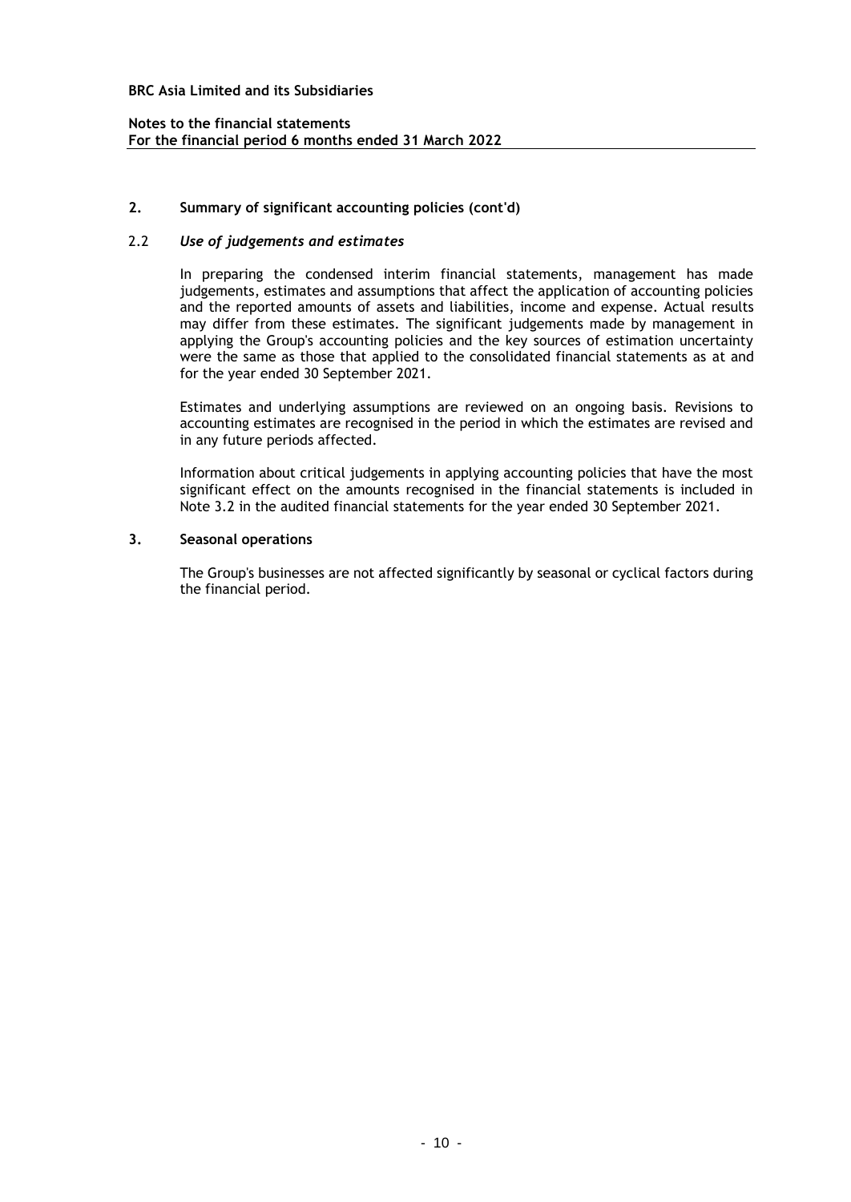## 2. Summary of significant accounting policies (cont'd)

### 2.2 *Use of judgements and estimates*

In preparing the condensed interim financial statements, management has made judgements, estimates and assumptions that affect the application of accounting policies and the reported amounts of assets and liabilities, income and expense. Actual results may differ from these estimates. The significant judgements made by management in applying the Group's accounting policies and the key sources of estimation uncertainty were the same as those that applied to the consolidated financial statements as at and for the year ended 30 September 2021.

Estimates and underlying assumptions are reviewed on an ongoing basis. Revisions to accounting estimates are recognised in the period in which the estimates are revised and in any future periods affected.

Information about critical judgements in applying accounting policies that have the most significant effect on the amounts recognised in the financial statements is included in Note 3.2 in the audited financial statements for the year ended 30 September 2021.

## 3. Seasonal operations

The Group's businesses are not affected significantly by seasonal or cyclical factors during the financial period.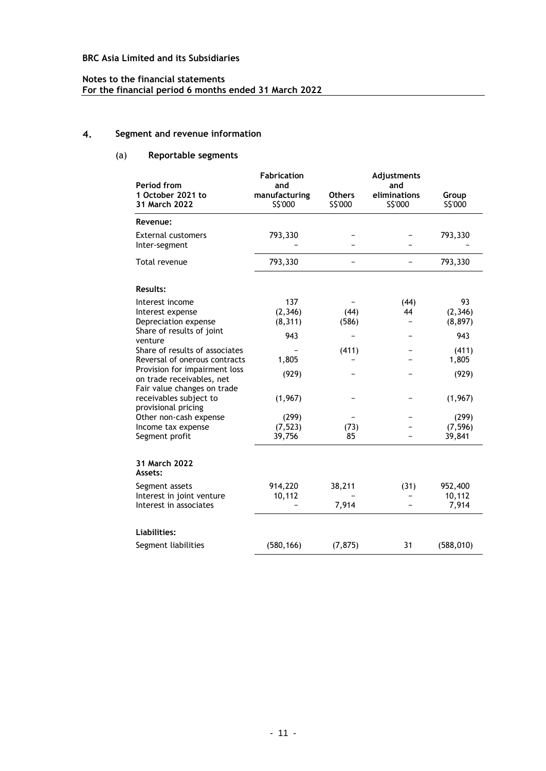**BRC Asia Limited and its Subsidiaries**

**Notes to the financial statements**
**For the financial period 6 months ended 31 March 2022**

## 4. Segment and revenue information

### (a) Reportable segments

| Period from 1 October 2021 to 31 March 2022 | Fabrication and manufacturing S$'000 | Others S$'000 | Adjustments and eliminations S$'000 | Group S$'000 |
|---|---|---|---|---|
| **Revenue:** | | | | |
| External customers | 793,330 | – | – | 793,330 |
| Inter-segment | – | – | – | – |
| Total revenue | 793,330 | – | – | 793,330 |
| **Results:** | | | | |
| Interest income | 137 | – | (44) | 93 |
| Interest expense | (2,346) | (44) | 44 | (2,346) |
| Depreciation expense | (8,311) | (586) | – | (8,897) |
| Share of results of joint venture | 943 | – | – | 943 |
| Share of results of associates | – | (411) | – | (411) |
| Reversal of onerous contracts | 1,805 | – | – | 1,805 |
| Provision for impairment loss on trade receivables, net | (929) | – | – | (929) |
| Fair value changes on trade receivables subject to provisional pricing | (1,967) | – | – | (1,967) |
| Other non-cash expense | (299) | – | – | (299) |
| Income tax expense | (7,523) | (73) | – | (7,596) |
| Segment profit | 39,756 | 85 | – | 39,841 |
| **31 March 2022** | | | | |
| **Assets:** | | | | |
| Segment assets | 914,220 | 38,211 | (31) | 952,400 |
| Interest in joint venture | 10,112 | – | – | 10,112 |
| Interest in associates | – | 7,914 | – | 7,914 |
| **Liabilities:** | | | | |
| Segment liabilities | (580,166) | (7,875) | 31 | (588,010) |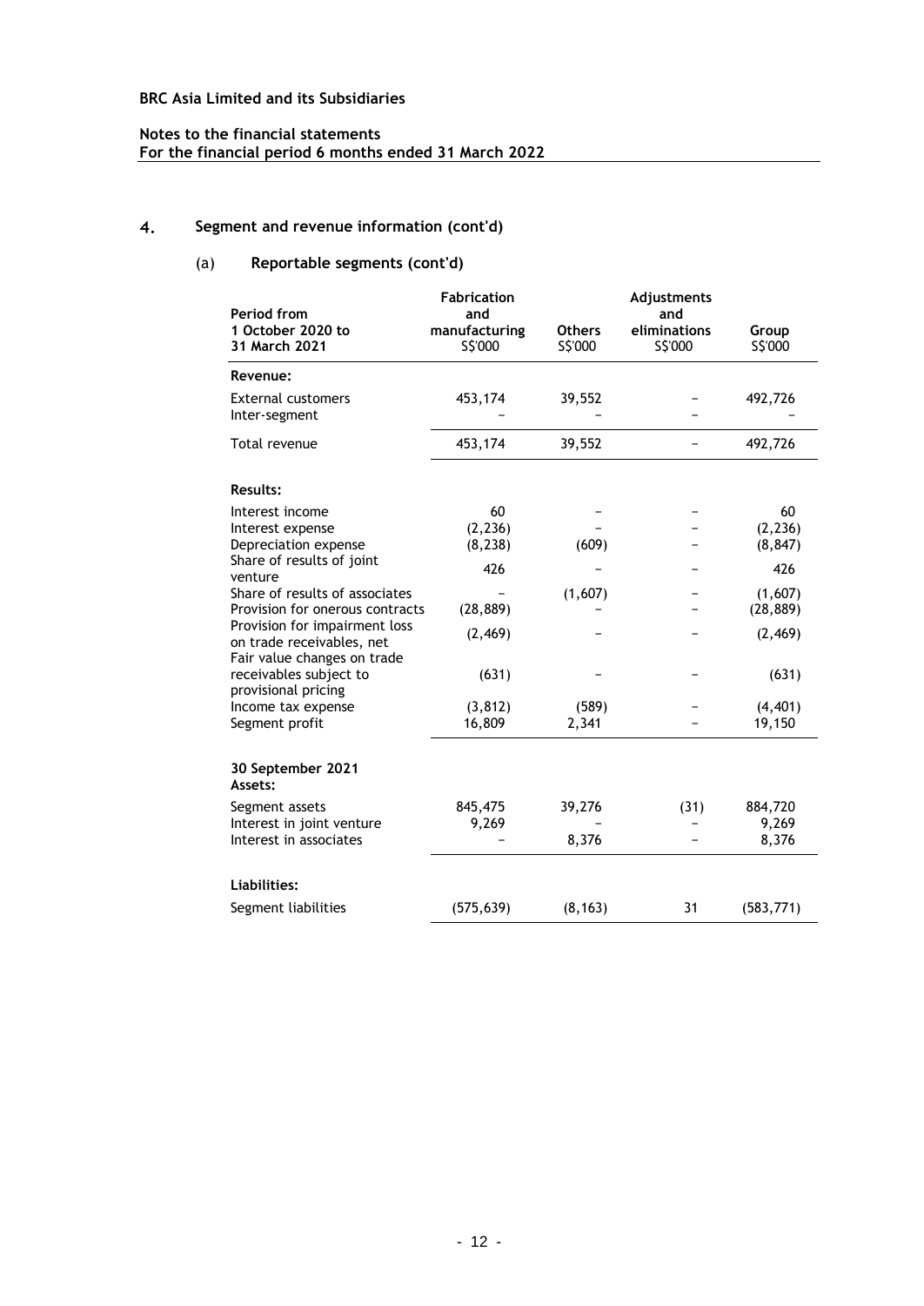**BRC Asia Limited and its Subsidiaries**

**Notes to the financial statements**
**For the financial period 6 months ended 31 March 2022**

## 4. Segment and revenue information (cont'd)

### (a) Reportable segments (cont'd)

| Period from 1 October 2020 to 31 March 2021 | Fabrication and manufacturing S$'000 | Others S$'000 | Adjustments and eliminations S$'000 | Group S$'000 |
|---|---|---|---|---|
| **Revenue:** | | | | |
| External customers | 453,174 | 39,552 | – | 492,726 |
| Inter-segment | – | – | – | – |
| Total revenue | 453,174 | 39,552 | – | 492,726 |
| | | | | |
| **Results:** | | | | |
| Interest income | 60 | – | – | 60 |
| Interest expense | (2,236) | – | – | (2,236) |
| Depreciation expense | (8,238) | (609) | – | (8,847) |
| Share of results of joint venture | 426 | – | – | 426 |
| Share of results of associates | – | (1,607) | – | (1,607) |
| Provision for onerous contracts | (28,889) | – | – | (28,889) |
| Provision for impairment loss on trade receivables, net | (2,469) | – | – | (2,469) |
| Fair value changes on trade receivables subject to provisional pricing | (631) | – | – | (631) |
| Income tax expense | (3,812) | (589) | – | (4,401) |
| Segment profit | 16,809 | 2,341 | – | 19,150 |
| | | | | |
| **30 September 2021** | | | | |
| **Assets:** | | | | |
| Segment assets | 845,475 | 39,276 | (31) | 884,720 |
| Interest in joint venture | 9,269 | – | – | 9,269 |
| Interest in associates | – | 8,376 | – | 8,376 |
| | | | | |
| **Liabilities:** | | | | |
| Segment liabilities | (575,639) | (8,163) | 31 | (583,771) |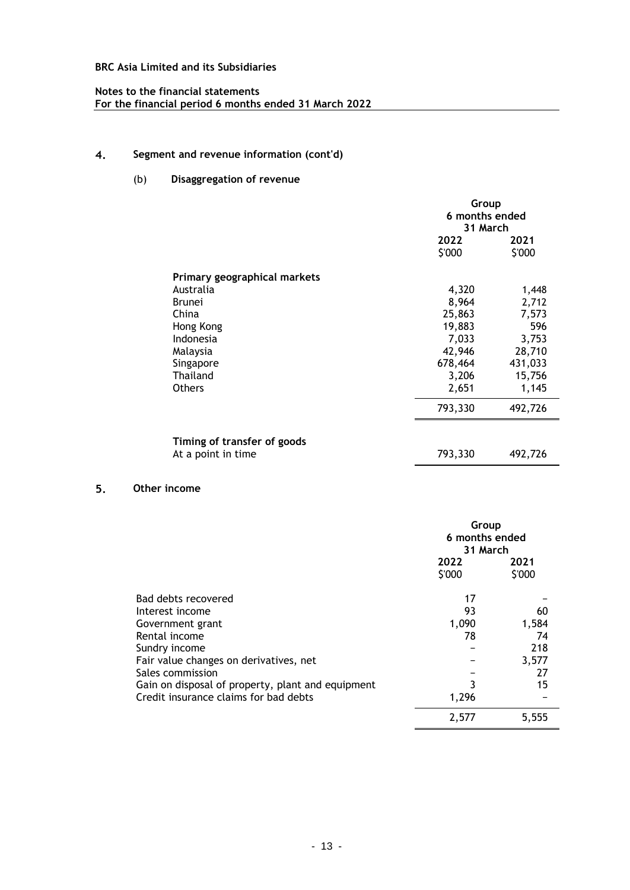**BRC Asia Limited and its Subsidiaries**

**Notes to the financial statements**
**For the financial period 6 months ended 31 March 2022**

## 4. Segment and revenue information (cont'd)

### (b) Disaggregation of revenue

| | Group 6 months ended 31 March | |
|---|---|---|
| | **2022** | **2021** |
| | $'000 | $'000 |
| **Primary geographical markets** | | |
| Australia | 4,320 | 1,448 |
| Brunei | 8,964 | 2,712 |
| China | 25,863 | 7,573 |
| Hong Kong | 19,883 | 596 |
| Indonesia | 7,033 | 3,753 |
| Malaysia | 42,946 | 28,710 |
| Singapore | 678,464 | 431,033 |
| Thailand | 3,206 | 15,756 |
| Others | 2,651 | 1,145 |
| | 793,330 | 492,726 |
| **Timing of transfer of goods** | | |
| At a point in time | 793,330 | 492,726 |

## 5. Other income

| | Group 6 months ended 31 March | |
|---|---|---|
| | **2022** | **2021** |
| | $'000 | $'000 |
| Bad debts recovered | 17 | – |
| Interest income | 93 | 60 |
| Government grant | 1,090 | 1,584 |
| Rental income | 78 | 74 |
| Sundry income | – | 218 |
| Fair value changes on derivatives, net | – | 3,577 |
| Sales commission | – | 27 |
| Gain on disposal of property, plant and equipment | 3 | 15 |
| Credit insurance claims for bad debts | 1,296 | – |
| | 2,577 | 5,555 |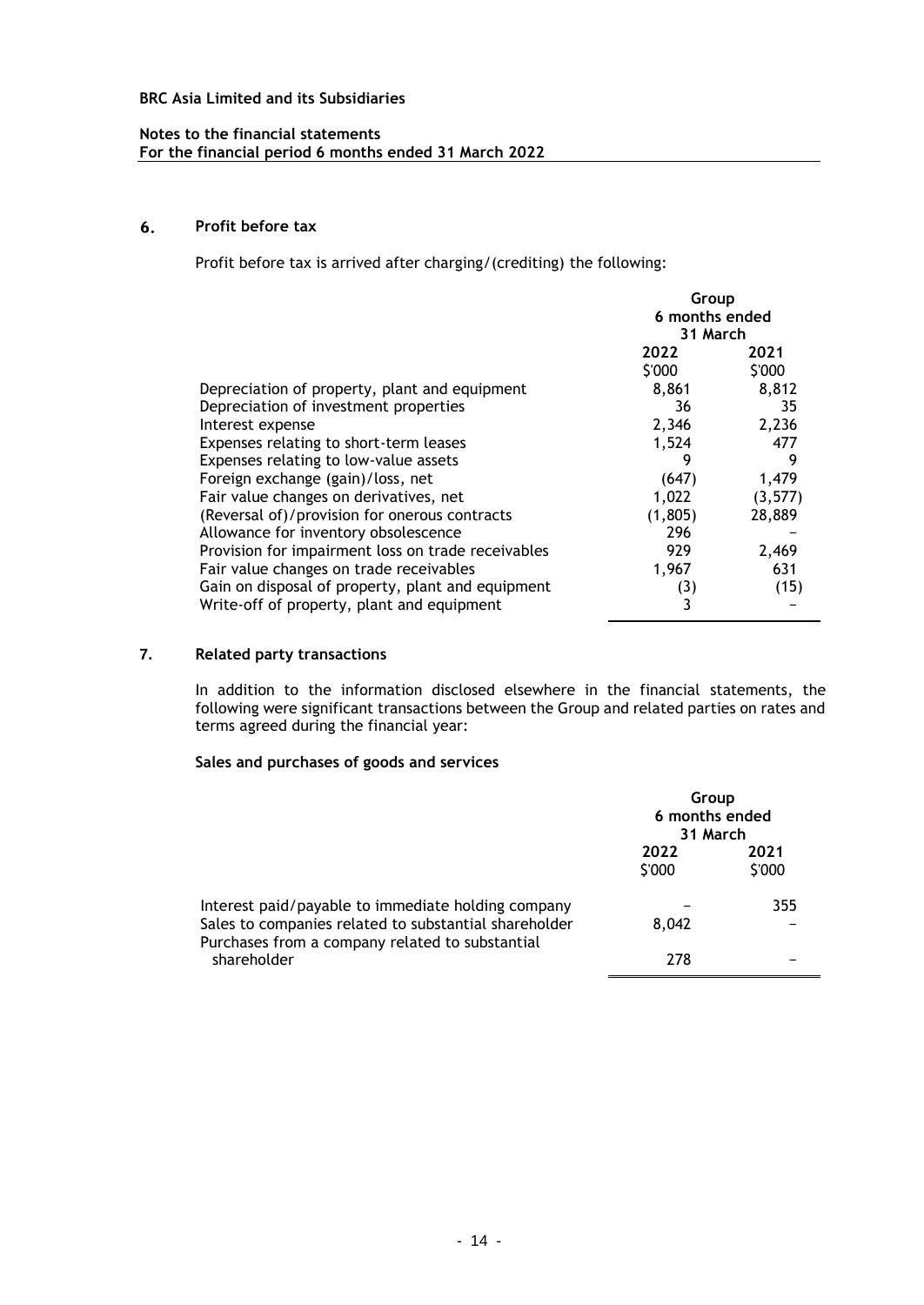**BRC Asia Limited and its Subsidiaries**

**Notes to the financial statements**
**For the financial period 6 months ended 31 March 2022**

## 6. Profit before tax

Profit before tax is arrived after charging/(crediting) the following:

| | Group 6 months ended 31 March | |
|---|---|---|
| | 2022 | 2021 |
| | $'000 | $'000 |
| Depreciation of property, plant and equipment | 8,861 | 8,812 |
| Depreciation of investment properties | 36 | 35 |
| Interest expense | 2,346 | 2,236 |
| Expenses relating to short-term leases | 1,524 | 477 |
| Expenses relating to low-value assets | 9 | 9 |
| Foreign exchange (gain)/loss, net | (647) | 1,479 |
| Fair value changes on derivatives, net | 1,022 | (3,577) |
| (Reversal of)/provision for onerous contracts | (1,805) | 28,889 |
| Allowance for inventory obsolescence | 296 | – |
| Provision for impairment loss on trade receivables | 929 | 2,469 |
| Fair value changes on trade receivables | 1,967 | 631 |
| Gain on disposal of property, plant and equipment | (3) | (15) |
| Write-off of property, plant and equipment | 3 | – |

## 7. Related party transactions

In addition to the information disclosed elsewhere in the financial statements, the following were significant transactions between the Group and related parties on rates and terms agreed during the financial year:

### Sales and purchases of goods and services

| | Group 6 months ended 31 March | |
|---|---|---|
| | 2022 | 2021 |
| | $'000 | $'000 |
| Interest paid/payable to immediate holding company | – | 355 |
| Sales to companies related to substantial shareholder | 8,042 | – |
| Purchases from a company related to substantial shareholder | 278 | – |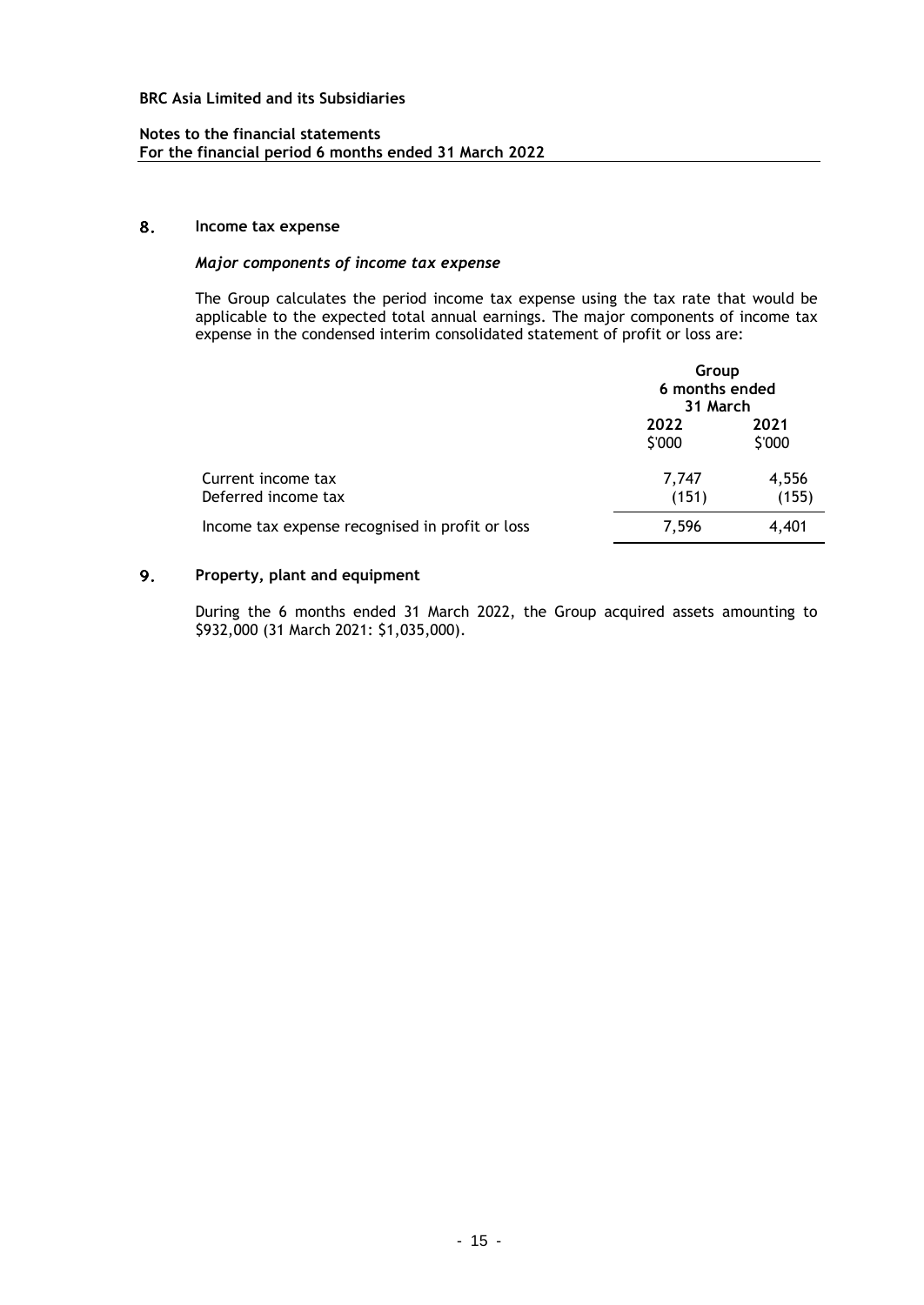**BRC Asia Limited and its Subsidiaries**

**Notes to the financial statements**
**For the financial period 6 months ended 31 March 2022**

## 8. Income tax expense

***Major components of income tax expense***

The Group calculates the period income tax expense using the tax rate that would be applicable to the expected total annual earnings. The major components of income tax expense in the condensed interim consolidated statement of profit or loss are:

| | Group 6 months ended 31 March | |
|---|---|---|
| | **2022** | **2021** |
| | $'000 | $'000 |
| Current income tax | 7,747 | 4,556 |
| Deferred income tax | (151) | (155) |
| Income tax expense recognised in profit or loss | 7,596 | 4,401 |

## 9. Property, plant and equipment

During the 6 months ended 31 March 2022, the Group acquired assets amounting to $932,000 (31 March 2021: $1,035,000).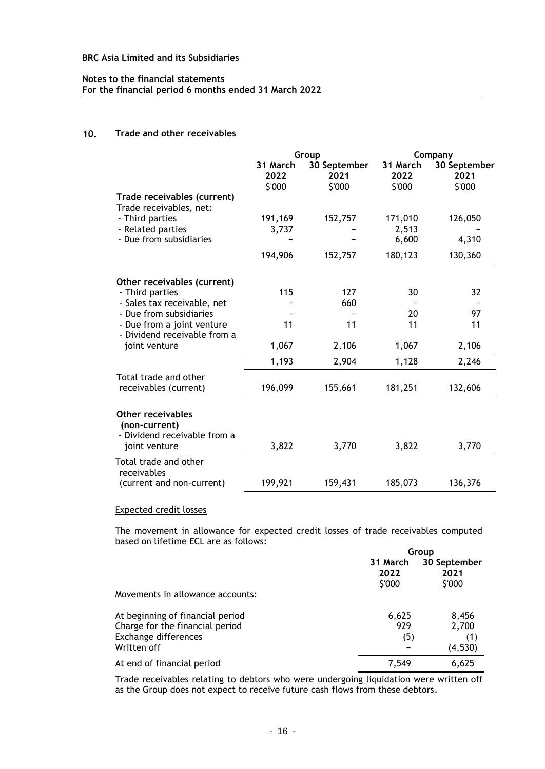**BRC Asia Limited and its Subsidiaries**

**Notes to the financial statements**
**For the financial period 6 months ended 31 March 2022**

## 10. Trade and other receivables

| | Group | | Company | |
|---|---|---|---|---|
| | 31 March 2022 | 30 September 2021 | 31 March 2022 | 30 September 2021 |
| | $'000 | $'000 | $'000 | $'000 |
| **Trade receivables (current)** | | | | |
| Trade receivables, net: | | | | |
| - Third parties | 191,169 | 152,757 | 171,010 | 126,050 |
| - Related parties | 3,737 | – | 2,513 | – |
| - Due from subsidiaries | – | – | 6,600 | 4,310 |
| | 194,906 | 152,757 | 180,123 | 130,360 |
| **Other receivables (current)** | | | | |
| - Third parties | 115 | 127 | 30 | 32 |
| - Sales tax receivable, net | – | 660 | – | – |
| - Due from subsidiaries | – | – | 20 | 97 |
| - Due from a joint venture | 11 | 11 | 11 | 11 |
| - Dividend receivable from a joint venture | 1,067 | 2,106 | 1,067 | 2,106 |
| | 1,193 | 2,904 | 1,128 | 2,246 |
| Total trade and other receivables (current) | 196,099 | 155,661 | 181,251 | 132,606 |
| **Other receivables (non-current)** | | | | |
| - Dividend receivable from a joint venture | 3,822 | 3,770 | 3,822 | 3,770 |
| Total trade and other receivables (current and non-current) | 199,921 | 159,431 | 185,073 | 136,376 |

Expected credit losses

The movement in allowance for expected credit losses of trade receivables computed based on lifetime ECL are as follows:

| | Group | |
|---|---|---|
| | 31 March 2022 | 30 September 2021 |
| | $'000 | $'000 |
| Movements in allowance accounts: | | |
| At beginning of financial period | 6,625 | 8,456 |
| Charge for the financial period | 929 | 2,700 |
| Exchange differences | (5) | (1) |
| Written off | – | (4,530) |
| At end of financial period | 7,549 | 6,625 |

Trade receivables relating to debtors who were undergoing liquidation were written off as the Group does not expect to receive future cash flows from these debtors.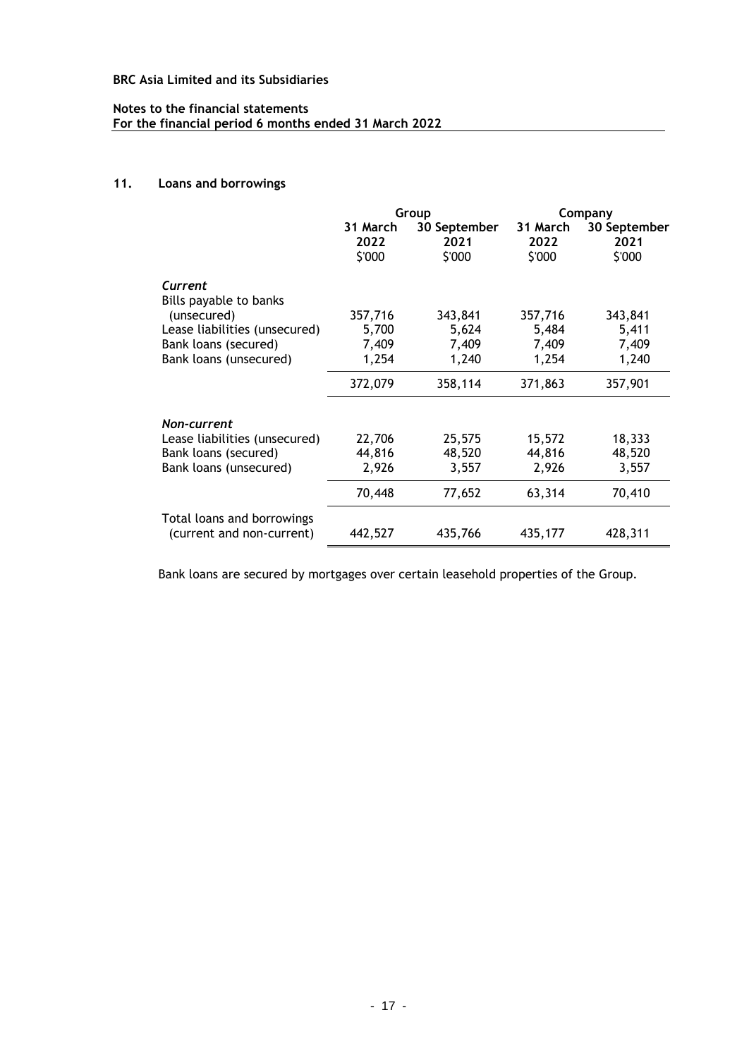**BRC Asia Limited and its Subsidiaries**

**Notes to the financial statements**
**For the financial period 6 months ended 31 March 2022**

## 11. Loans and borrowings

| | Group | | Company | |
|---|---|---|---|---|
| | 31 March 2022 $'000 | 30 September 2021 $'000 | 31 March 2022 $'000 | 30 September 2021 $'000 |
| ***Current*** | | | | |
| Bills payable to banks (unsecured) | 357,716 | 343,841 | 357,716 | 343,841 |
| Lease liabilities (unsecured) | 5,700 | 5,624 | 5,484 | 5,411 |
| Bank loans (secured) | 7,409 | 7,409 | 7,409 | 7,409 |
| Bank loans (unsecured) | 1,254 | 1,240 | 1,254 | 1,240 |
| | 372,079 | 358,114 | 371,863 | 357,901 |
| ***Non-current*** | | | | |
| Lease liabilities (unsecured) | 22,706 | 25,575 | 15,572 | 18,333 |
| Bank loans (secured) | 44,816 | 48,520 | 44,816 | 48,520 |
| Bank loans (unsecured) | 2,926 | 3,557 | 2,926 | 3,557 |
| | 70,448 | 77,652 | 63,314 | 70,410 |
| Total loans and borrowings (current and non-current) | 442,527 | 435,766 | 435,177 | 428,311 |

Bank loans are secured by mortgages over certain leasehold properties of the Group.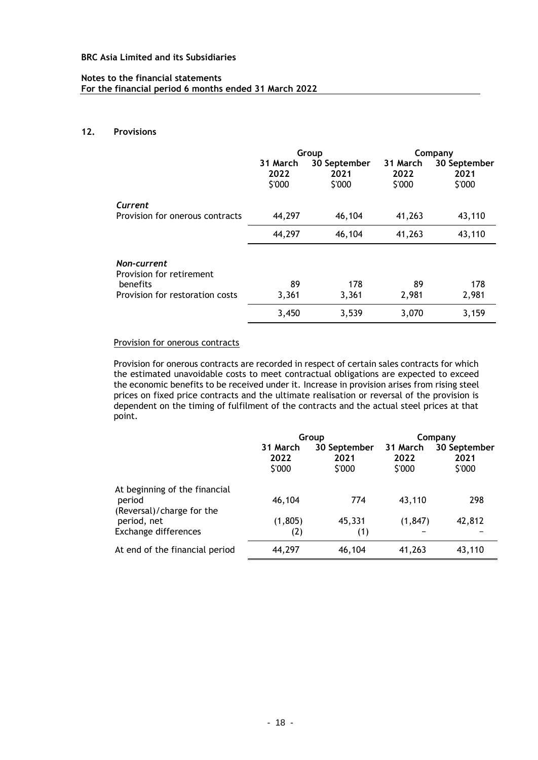## 12. Provisions

| | Group | | Company | |
|---|---|---|---|---|
| | 31 March 2022 | 30 September 2021 | 31 March 2022 | 30 September 2021 |
| | $'000 | $'000 | $'000 | $'000 |
| ***Current*** | | | | |
| Provision for onerous contracts | 44,297 | 46,104 | 41,263 | 43,110 |
| | 44,297 | 46,104 | 41,263 | 43,110 |
| ***Non-current*** | | | | |
| Provision for retirement benefits | 89 | 178 | 89 | 178 |
| Provision for restoration costs | 3,361 | 3,361 | 2,981 | 2,981 |
| | 3,450 | 3,539 | 3,070 | 3,159 |

Provision for onerous contracts

Provision for onerous contracts are recorded in respect of certain sales contracts for which the estimated unavoidable costs to meet contractual obligations are expected to exceed the economic benefits to be received under it. Increase in provision arises from rising steel prices on fixed price contracts and the ultimate realisation or reversal of the provision is dependent on the timing of fulfilment of the contracts and the actual steel prices at that point.

| | Group | | Company | |
|---|---|---|---|---|
| | 31 March 2022 | 30 September 2021 | 31 March 2022 | 30 September 2021 |
| | $'000 | $'000 | $'000 | $'000 |
| At beginning of the financial period | 46,104 | 774 | 43,110 | 298 |
| (Reversal)/charge for the period, net | (1,805) | 45,331 | (1,847) | 42,812 |
| Exchange differences | (2) | (1) | – | – |
| At end of the financial period | 44,297 | 46,104 | 41,263 | 43,110 |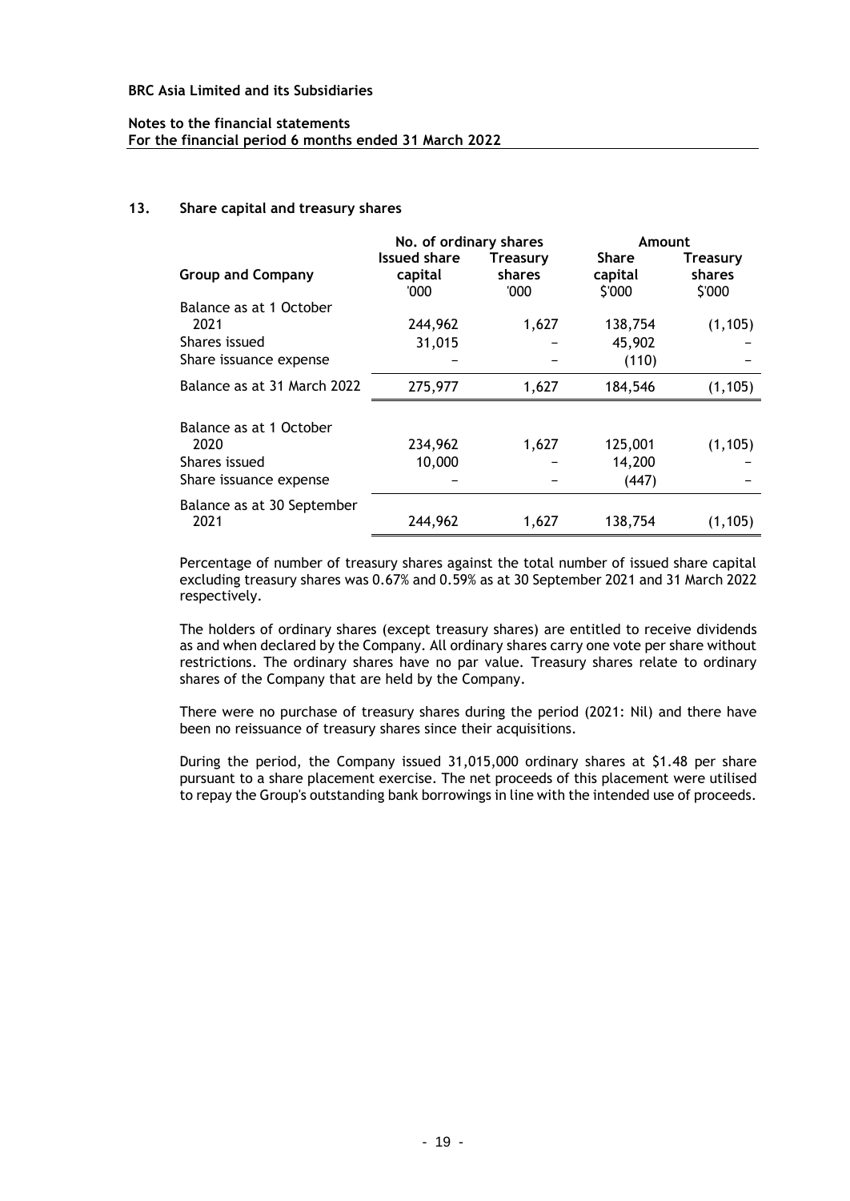## 13. Share capital and treasury shares

| Group and Company | No. of ordinary shares | | Amount | |
|---|---|---|---|---|
| | Issued share capital '000 | Treasury shares '000 | Share capital $'000 | Treasury shares $'000 |
| Balance as at 1 October 2021 | 244,962 | 1,627 | 138,754 | (1,105) |
| Shares issued | 31,015 | – | 45,902 | – |
| Share issuance expense | – | – | (110) | – |
| Balance as at 31 March 2022 | 275,977 | 1,627 | 184,546 | (1,105) |
| | | | | |
| Balance as at 1 October 2020 | 234,962 | 1,627 | 125,001 | (1,105) |
| Shares issued | 10,000 | – | 14,200 | – |
| Share issuance expense | – | – | (447) | – |
| Balance as at 30 September 2021 | 244,962 | 1,627 | 138,754 | (1,105) |

Percentage of number of treasury shares against the total number of issued share capital excluding treasury shares was 0.67% and 0.59% as at 30 September 2021 and 31 March 2022 respectively.

The holders of ordinary shares (except treasury shares) are entitled to receive dividends as and when declared by the Company. All ordinary shares carry one vote per share without restrictions. The ordinary shares have no par value. Treasury shares relate to ordinary shares of the Company that are held by the Company.

There were no purchase of treasury shares during the period (2021: Nil) and there have been no reissuance of treasury shares since their acquisitions.

During the period, the Company issued 31,015,000 ordinary shares at $1.48 per share pursuant to a share placement exercise. The net proceeds of this placement were utilised to repay the Group's outstanding bank borrowings in line with the intended use of proceeds.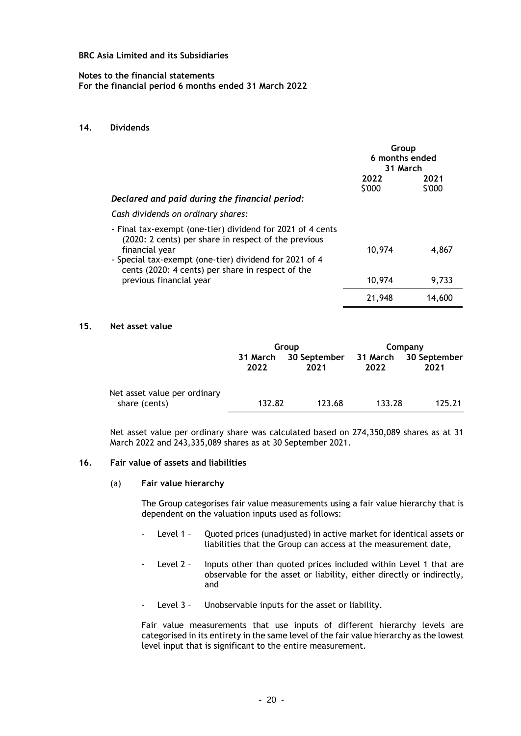## 14. Dividends

| | Group | |
|---|---|---|
| | 6 months ended 31 March | |
| | 2022 | 2021 |
| | $'000 | $'000 |
| *Declared and paid during the financial period:* | | |
| *Cash dividends on ordinary shares:* | | |
| - Final tax-exempt (one-tier) dividend for 2021 of 4 cents (2020: 2 cents) per share in respect of the previous financial year | 10,974 | 4,867 |
| - Special tax-exempt (one-tier) dividend for 2021 of 4 cents (2020: 4 cents) per share in respect of the previous financial year | 10,974 | 9,733 |
| | 21,948 | 14,600 |

## 15. Net asset value

| | Group | | Company | |
|---|---|---|---|---|
| | 31 March 2022 | 30 September 2021 | 31 March 2022 | 30 September 2021 |
| Net asset value per ordinary share (cents) | 132.82 | 123.68 | 133.28 | 125.21 |

Net asset value per ordinary share was calculated based on 274,350,089 shares as at 31 March 2022 and 243,335,089 shares as at 30 September 2021.

## 16. Fair value of assets and liabilities

### (a) Fair value hierarchy

The Group categorises fair value measurements using a fair value hierarchy that is dependent on the valuation inputs used as follows:

- Level 1 – Quoted prices (unadjusted) in active market for identical assets or liabilities that the Group can access at the measurement date,
- Level 2 – Inputs other than quoted prices included within Level 1 that are observable for the asset or liability, either directly or indirectly, and
- Level 3 – Unobservable inputs for the asset or liability.

Fair value measurements that use inputs of different hierarchy levels are categorised in its entirety in the same level of the fair value hierarchy as the lowest level input that is significant to the entire measurement.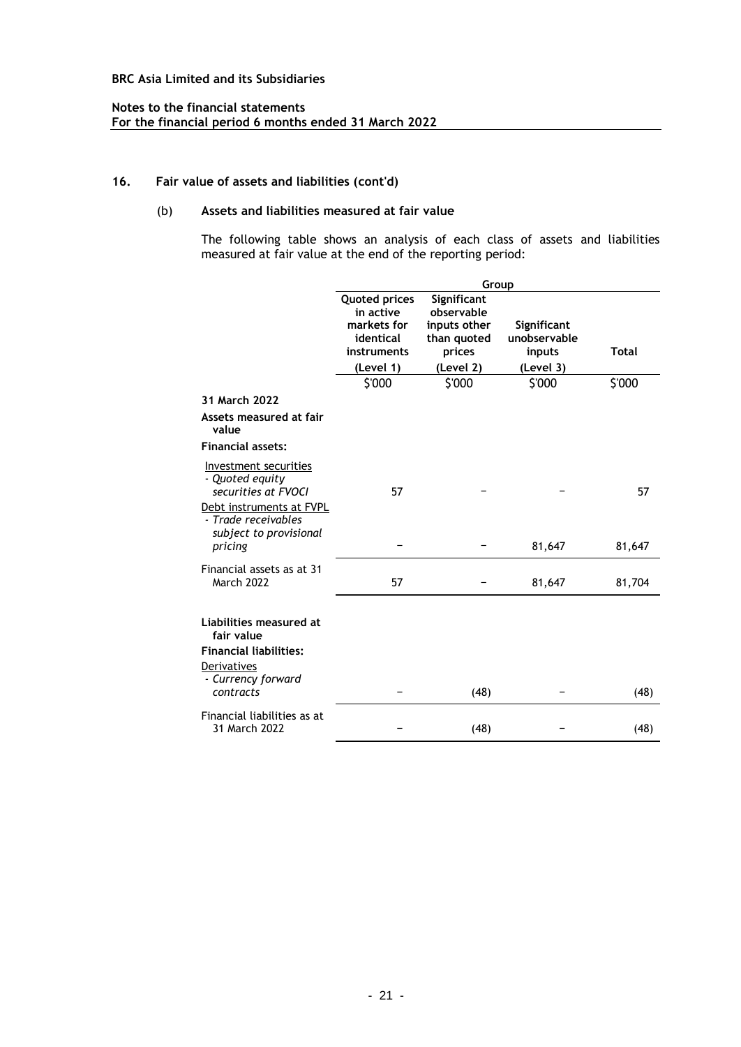**BRC Asia Limited and its Subsidiaries**

**Notes to the financial statements**
**For the financial period 6 months ended 31 March 2022**

## 16. Fair value of assets and liabilities (cont'd)

### (b) Assets and liabilities measured at fair value

The following table shows an analysis of each class of assets and liabilities measured at fair value at the end of the reporting period:

| | Group | | | |
|---|---|---|---|---|
| | **Quoted prices in active markets for identical instruments (Level 1)** | **Significant observable inputs other than quoted prices (Level 2)** | **Significant unobservable inputs (Level 3)** | **Total** |
| | $'000 | $'000 | $'000 | $'000 |
| **31 March 2022** | | | | |
| **Assets measured at fair value** | | | | |
| **Financial assets:** | | | | |
| Investment securities | | | | |
| - *Quoted equity securities at FVOCI* | 57 | – | – | 57 |
| Debt instruments at FVPL | | | | |
| - *Trade receivables subject to provisional pricing* | – | – | 81,647 | 81,647 |
| Financial assets as at 31 March 2022 | 57 | – | 81,647 | 81,704 |
| | | | | |
| **Liabilities measured at fair value** | | | | |
| **Financial liabilities:** | | | | |
| Derivatives | | | | |
| - *Currency forward contracts* | – | (48) | – | (48) |
| Financial liabilities as at 31 March 2022 | – | (48) | – | (48) |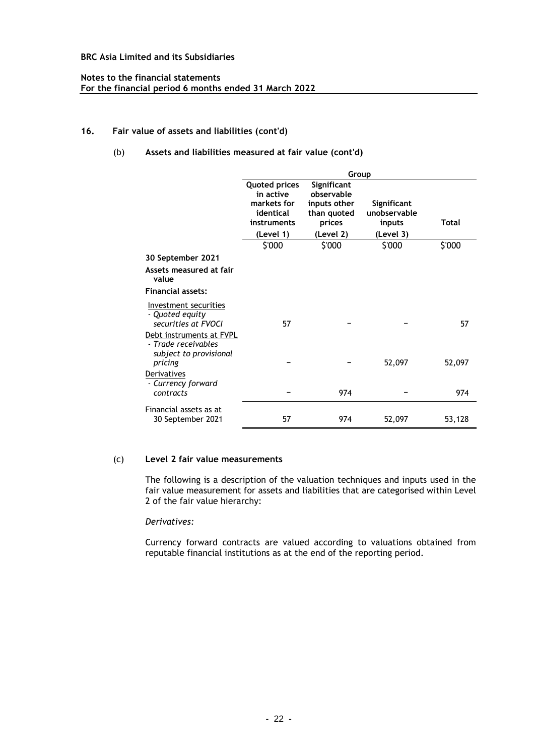BRC Asia Limited and its Subsidiaries

Notes to the financial statements
For the financial period 6 months ended 31 March 2022

## 16. Fair value of assets and liabilities (cont'd)

### (b) Assets and liabilities measured at fair value (cont'd)

| | Group | | | |
|---|---|---|---|---|
| | Quoted prices in active markets for identical instruments (Level 1) | Significant observable inputs other than quoted prices (Level 2) | Significant unobservable inputs (Level 3) | Total |
| | $'000 | $'000 | $'000 | $'000 |
| **30 September 2021** | | | | |
| **Assets measured at fair value** | | | | |
| **Financial assets:** | | | | |
| Investment securities | | | | |
| - *Quoted equity securities at FVOCI* | 57 | – | – | 57 |
| Debt instruments at FVPL | | | | |
| - *Trade receivables subject to provisional pricing* | – | – | 52,097 | 52,097 |
| Derivatives | | | | |
| - *Currency forward contracts* | – | 974 | – | 974 |
| Financial assets as at 30 September 2021 | 57 | 974 | 52,097 | 53,128 |

### (c) Level 2 fair value measurements

The following is a description of the valuation techniques and inputs used in the fair value measurement for assets and liabilities that are categorised within Level 2 of the fair value hierarchy:

*Derivatives:*

Currency forward contracts are valued according to valuations obtained from reputable financial institutions as at the end of the reporting period.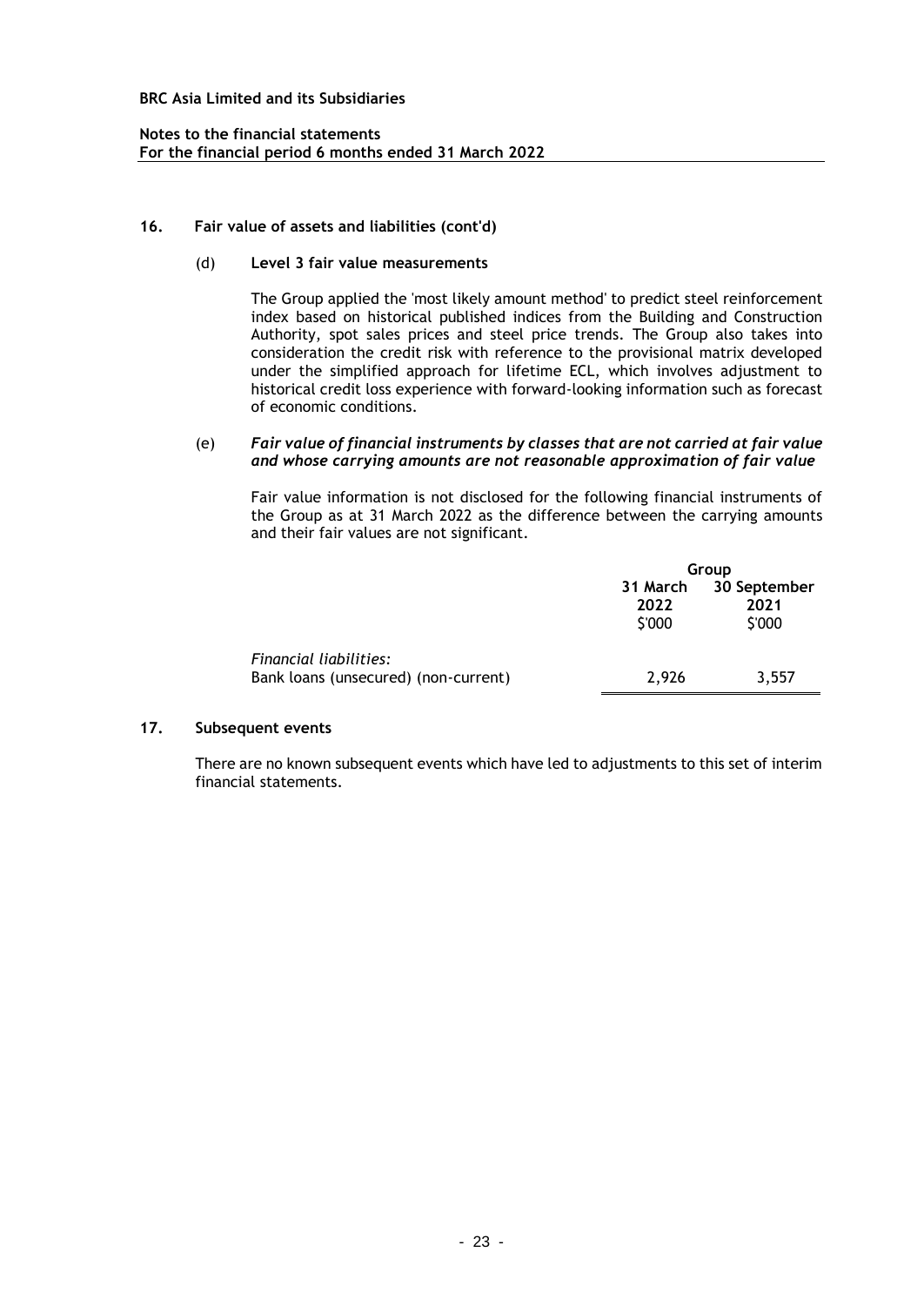### 16. Fair value of assets and liabilities (cont'd)

(d) **Level 3 fair value measurements**

The Group applied the 'most likely amount method' to predict steel reinforcement index based on historical published indices from the Building and Construction Authority, spot sales prices and steel price trends. The Group also takes into consideration the credit risk with reference to the provisional matrix developed under the simplified approach for lifetime ECL, which involves adjustment to historical credit loss experience with forward-looking information such as forecast of economic conditions.

(e) ***Fair value of financial instruments by classes that are not carried at fair value and whose carrying amounts are not reasonable approximation of fair value***

Fair value information is not disclosed for the following financial instruments of the Group as at 31 March 2022 as the difference between the carrying amounts and their fair values are not significant.

| | Group | |
|---|---|---|
| | **31 March 2022** | **30 September 2021** |
| | $'000 | $'000 |
| *Financial liabilities:* | | |
| Bank loans (unsecured) (non-current) | 2,926 | 3,557 |

### 17. Subsequent events

There are no known subsequent events which have led to adjustments to this set of interim financial statements.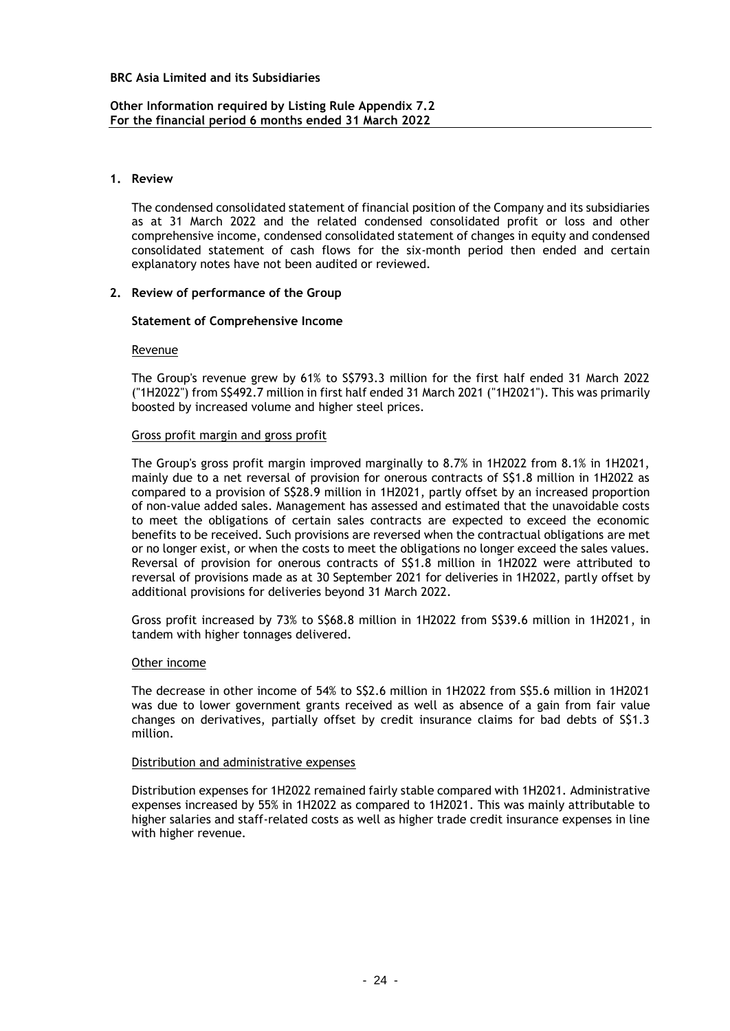**BRC Asia Limited and its Subsidiaries**

**Other Information required by Listing Rule Appendix 7.2**
**For the financial period 6 months ended 31 March 2022**

## 1. Review

The condensed consolidated statement of financial position of the Company and its subsidiaries as at 31 March 2022 and the related condensed consolidated profit or loss and other comprehensive income, condensed consolidated statement of changes in equity and condensed consolidated statement of cash flows for the six-month period then ended and certain explanatory notes have not been audited or reviewed.

## 2. Review of performance of the Group

### Statement of Comprehensive Income

Revenue

The Group's revenue grew by 61% to S$793.3 million for the first half ended 31 March 2022 ("1H2022") from S$492.7 million in first half ended 31 March 2021 ("1H2021"). This was primarily boosted by increased volume and higher steel prices.

Gross profit margin and gross profit

The Group's gross profit margin improved marginally to 8.7% in 1H2022 from 8.1% in 1H2021, mainly due to a net reversal of provision for onerous contracts of S$1.8 million in 1H2022 as compared to a provision of S$28.9 million in 1H2021, partly offset by an increased proportion of non-value added sales. Management has assessed and estimated that the unavoidable costs to meet the obligations of certain sales contracts are expected to exceed the economic benefits to be received. Such provisions are reversed when the contractual obligations are met or no longer exist, or when the costs to meet the obligations no longer exceed the sales values. Reversal of provision for onerous contracts of S$1.8 million in 1H2022 were attributed to reversal of provisions made as at 30 September 2021 for deliveries in 1H2022, partly offset by additional provisions for deliveries beyond 31 March 2022.

Gross profit increased by 73% to S$68.8 million in 1H2022 from S$39.6 million in 1H2021, in tandem with higher tonnages delivered.

Other income

The decrease in other income of 54% to S$2.6 million in 1H2022 from S$5.6 million in 1H2021 was due to lower government grants received as well as absence of a gain from fair value changes on derivatives, partially offset by credit insurance claims for bad debts of S$1.3 million.

Distribution and administrative expenses

Distribution expenses for 1H2022 remained fairly stable compared with 1H2021. Administrative expenses increased by 55% in 1H2022 as compared to 1H2021. This was mainly attributable to higher salaries and staff-related costs as well as higher trade credit insurance expenses in line with higher revenue.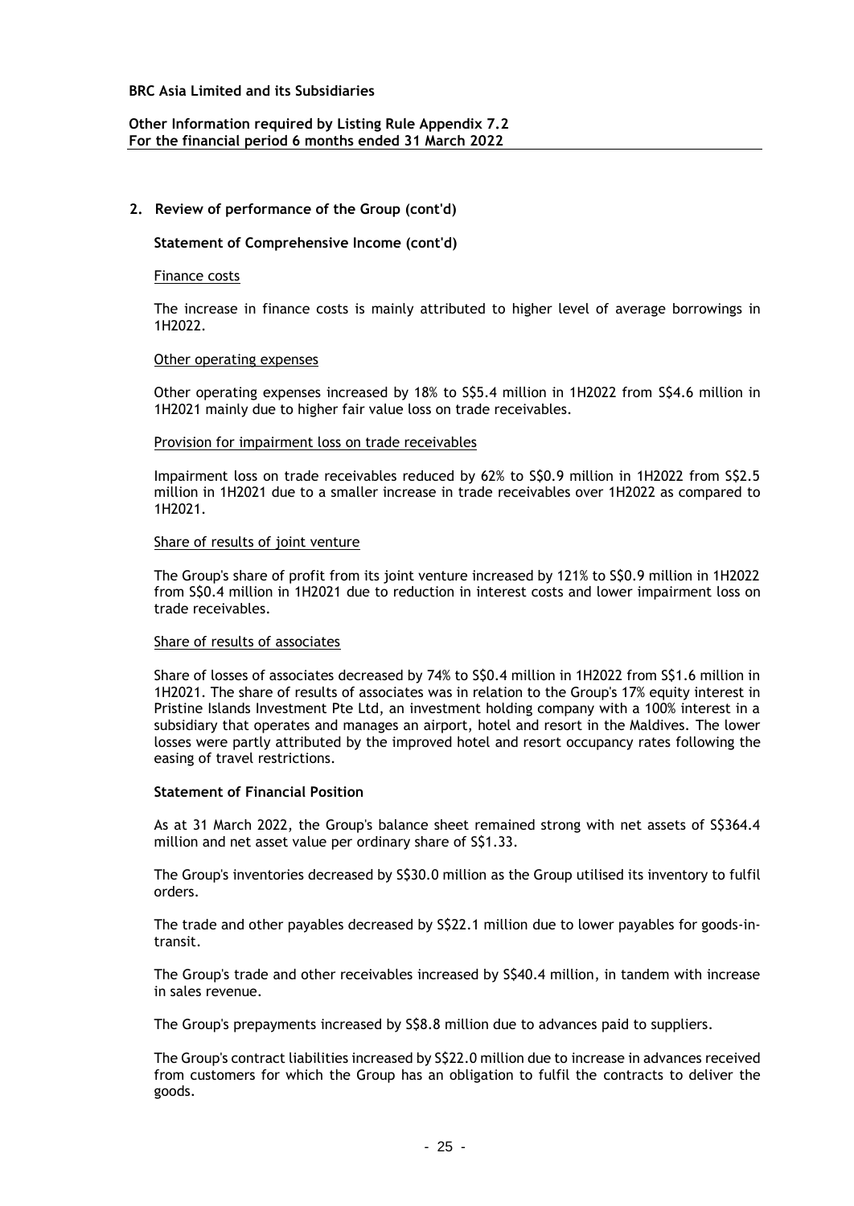## 2. Review of performance of the Group (cont'd)

### Statement of Comprehensive Income (cont'd)

Finance costs

The increase in finance costs is mainly attributed to higher level of average borrowings in 1H2022.

Other operating expenses

Other operating expenses increased by 18% to S$5.4 million in 1H2022 from S$4.6 million in 1H2021 mainly due to higher fair value loss on trade receivables.

Provision for impairment loss on trade receivables

Impairment loss on trade receivables reduced by 62% to S$0.9 million in 1H2022 from S$2.5 million in 1H2021 due to a smaller increase in trade receivables over 1H2022 as compared to 1H2021.

Share of results of joint venture

The Group's share of profit from its joint venture increased by 121% to S$0.9 million in 1H2022 from S$0.4 million in 1H2021 due to reduction in interest costs and lower impairment loss on trade receivables.

Share of results of associates

Share of losses of associates decreased by 74% to S$0.4 million in 1H2022 from S$1.6 million in 1H2021. The share of results of associates was in relation to the Group's 17% equity interest in Pristine Islands Investment Pte Ltd, an investment holding company with a 100% interest in a subsidiary that operates and manages an airport, hotel and resort in the Maldives. The lower losses were partly attributed by the improved hotel and resort occupancy rates following the easing of travel restrictions.

### Statement of Financial Position

As at 31 March 2022, the Group's balance sheet remained strong with net assets of S$364.4 million and net asset value per ordinary share of S$1.33.

The Group's inventories decreased by S$30.0 million as the Group utilised its inventory to fulfil orders.

The trade and other payables decreased by S$22.1 million due to lower payables for goods-in-transit.

The Group's trade and other receivables increased by S$40.4 million, in tandem with increase in sales revenue.

The Group's prepayments increased by S$8.8 million due to advances paid to suppliers.

The Group's contract liabilities increased by S$22.0 million due to increase in advances received from customers for which the Group has an obligation to fulfil the contracts to deliver the goods.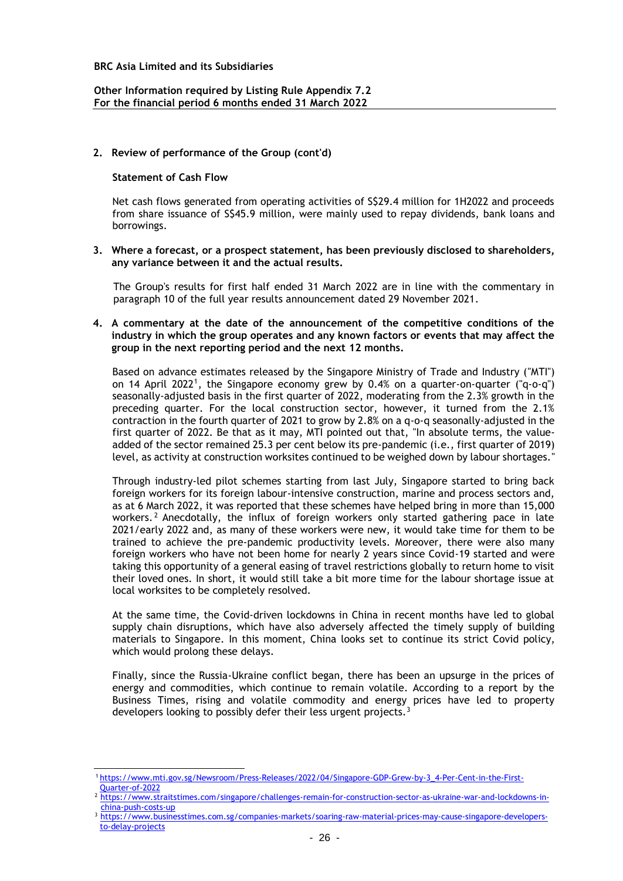**2. Review of performance of the Group (cont'd)**

**Statement of Cash Flow**

Net cash flows generated from operating activities of S$29.4 million for 1H2022 and proceeds from share issuance of S$45.9 million, were mainly used to repay dividends, bank loans and borrowings.

**3. Where a forecast, or a prospect statement, has been previously disclosed to shareholders, any variance between it and the actual results.**

The Group's results for first half ended 31 March 2022 are in line with the commentary in paragraph 10 of the full year results announcement dated 29 November 2021.

**4. A commentary at the date of the announcement of the competitive conditions of the industry in which the group operates and any known factors or events that may affect the group in the next reporting period and the next 12 months.**

Based on advance estimates released by the Singapore Ministry of Trade and Industry ("MTI") on 14 April 2022[1], the Singapore economy grew by 0.4% on a quarter-on-quarter ("q-o-q") seasonally-adjusted basis in the first quarter of 2022, moderating from the 2.3% growth in the preceding quarter. For the local construction sector, however, it turned from the 2.1% contraction in the fourth quarter of 2021 to grow by 2.8% on a q-o-q seasonally-adjusted in the first quarter of 2022. Be that as it may, MTI pointed out that, "In absolute terms, the value-added of the sector remained 25.3 per cent below its pre-pandemic (i.e., first quarter of 2019) level, as activity at construction worksites continued to be weighed down by labour shortages."

Through industry-led pilot schemes starting from last July, Singapore started to bring back foreign workers for its foreign labour-intensive construction, marine and process sectors and, as at 6 March 2022, it was reported that these schemes have helped bring in more than 15,000 workers.[2] Anecdotally, the influx of foreign workers only started gathering pace in late 2021/early 2022 and, as many of these workers were new, it would take time for them to be trained to achieve the pre-pandemic productivity levels. Moreover, there were also many foreign workers who have not been home for nearly 2 years since Covid-19 started and were taking this opportunity of a general easing of travel restrictions globally to return home to visit their loved ones. In short, it would still take a bit more time for the labour shortage issue at local worksites to be completely resolved.

At the same time, the Covid-driven lockdowns in China in recent months have led to global supply chain disruptions, which have also adversely affected the timely supply of building materials to Singapore. In this moment, China looks set to continue its strict Covid policy, which would prolong these delays.

Finally, since the Russia-Ukraine conflict began, there has been an upsurge in the prices of energy and commodities, which continue to remain volatile. According to a report by the Business Times, rising and volatile commodity and energy prices have led to property developers looking to possibly defer their less urgent projects.[3]

---

[1] https://www.mti.gov.sg/Newsroom/Press-Releases/2022/04/Singapore-GDP-Grew-by-3_4-Per-Cent-in-the-First-Quarter-of-2022

[2] https://www.straitstimes.com/singapore/challenges-remain-for-construction-sector-as-ukraine-war-and-lockdowns-in-china-push-costs-up

[3] https://www.businesstimes.com.sg/companies-markets/soaring-raw-material-prices-may-cause-singapore-developers-to-delay-projects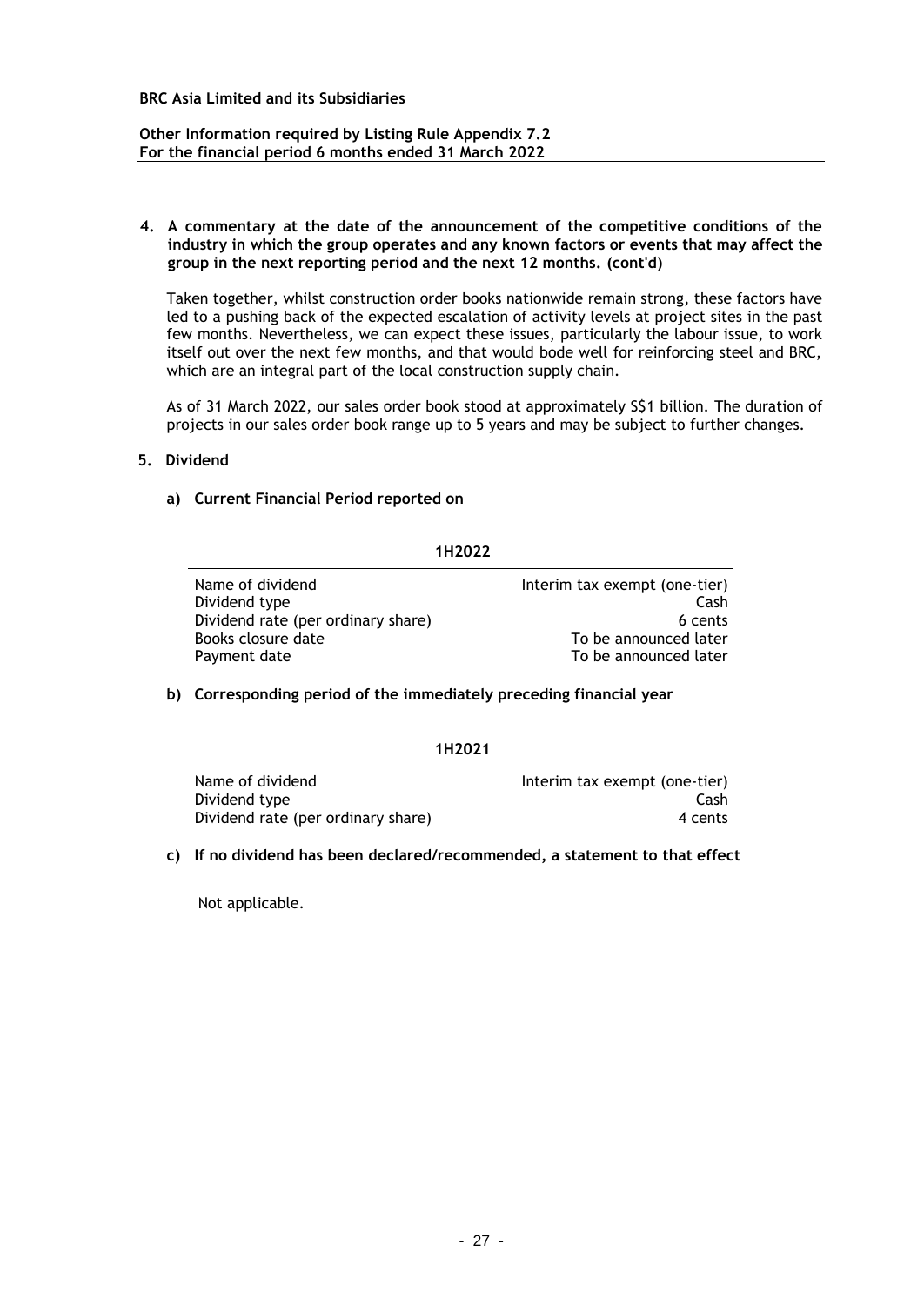**4. A commentary at the date of the announcement of the competitive conditions of the industry in which the group operates and any known factors or events that may affect the group in the next reporting period and the next 12 months. (cont'd)**

Taken together, whilst construction order books nationwide remain strong, these factors have led to a pushing back of the expected escalation of activity levels at project sites in the past few months. Nevertheless, we can expect these issues, particularly the labour issue, to work itself out over the next few months, and that would bode well for reinforcing steel and BRC, which are an integral part of the local construction supply chain.

As of 31 March 2022, our sales order book stood at approximately S$1 billion. The duration of projects in our sales order book range up to 5 years and may be subject to further changes.

**5. Dividend**

**a) Current Financial Period reported on**

| | 1H2022 |
|---|---|
| Name of dividend | Interim tax exempt (one-tier) |
| Dividend type | Cash |
| Dividend rate (per ordinary share) | 6 cents |
| Books closure date | To be announced later |
| Payment date | To be announced later |

**b) Corresponding period of the immediately preceding financial year**

| | 1H2021 |
|---|---|
| Name of dividend | Interim tax exempt (one-tier) |
| Dividend type | Cash |
| Dividend rate (per ordinary share) | 4 cents |

**c) If no dividend has been declared/recommended, a statement to that effect**

Not applicable.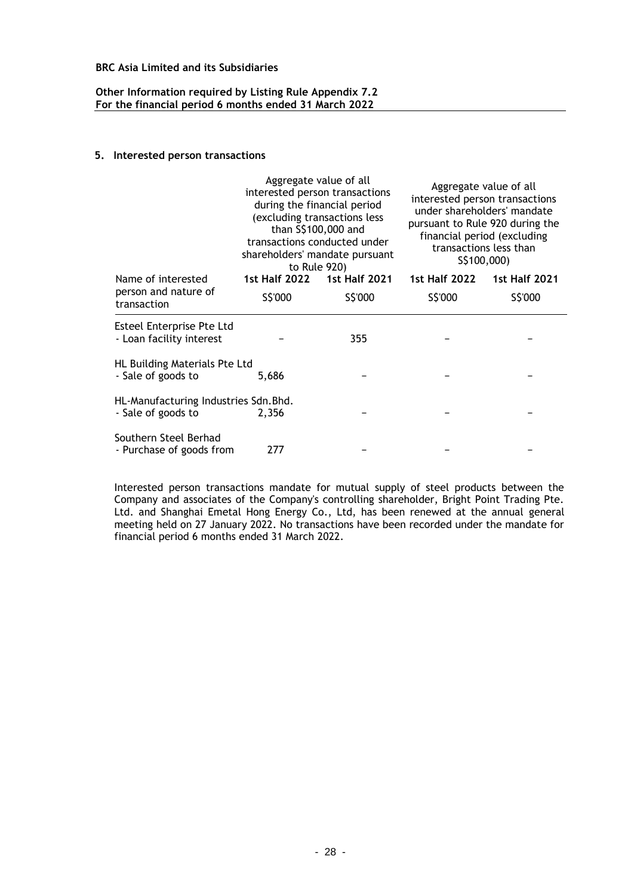**BRC Asia Limited and its Subsidiaries**

**Other Information required by Listing Rule Appendix 7.2**
**For the financial period 6 months ended 31 March 2022**

## 5. Interested person transactions

| Name of interested person and nature of transaction | Aggregate value of all interested person transactions during the financial period (excluding transactions less than S$100,000 and transactions conducted under shareholders' mandate pursuant to Rule 920) | | Aggregate value of all interested person transactions under shareholders' mandate pursuant to Rule 920 during the financial period (excluding transactions less than S$100,000) | |
|---|---|---|---|---|
| | **1st Half 2022** | **1st Half 2021** | **1st Half 2022** | **1st Half 2021** |
| | S$'000 | S$'000 | S$'000 | S$'000 |
| Esteel Enterprise Pte Ltd<br>- Loan facility interest | – | 355 | – | – |
| HL Building Materials Pte Ltd<br>- Sale of goods to | 5,686 | – | – | – |
| HL-Manufacturing Industries Sdn.Bhd.<br>- Sale of goods to | 2,356 | – | – | – |
| Southern Steel Berhad<br>- Purchase of goods from | 277 | – | – | – |

Interested person transactions mandate for mutual supply of steel products between the Company and associates of the Company's controlling shareholder, Bright Point Trading Pte. Ltd. and Shanghai Emetal Hong Energy Co., Ltd, has been renewed at the annual general meeting held on 27 January 2022. No transactions have been recorded under the mandate for financial period 6 months ended 31 March 2022.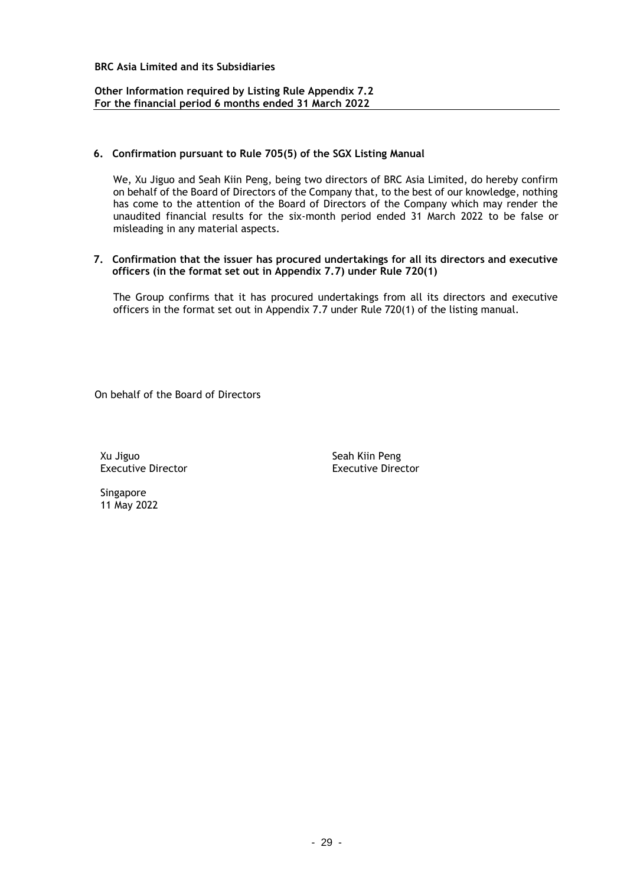**6. Confirmation pursuant to Rule 705(5) of the SGX Listing Manual**

We, Xu Jiguo and Seah Kiin Peng, being two directors of BRC Asia Limited, do hereby confirm on behalf of the Board of Directors of the Company that, to the best of our knowledge, nothing has come to the attention of the Board of Directors of the Company which may render the unaudited financial results for the six-month period ended 31 March 2022 to be false or misleading in any material aspects.

**7. Confirmation that the issuer has procured undertakings for all its directors and executive officers (in the format set out in Appendix 7.7) under Rule 720(1)**

The Group confirms that it has procured undertakings from all its directors and executive officers in the format set out in Appendix 7.7 under Rule 720(1) of the listing manual.

On behalf of the Board of Directors

| | |
|---|---|
| Xu Jiguo | Seah Kiin Peng |
| Executive Director | Executive Director |

Singapore
11 May 2022